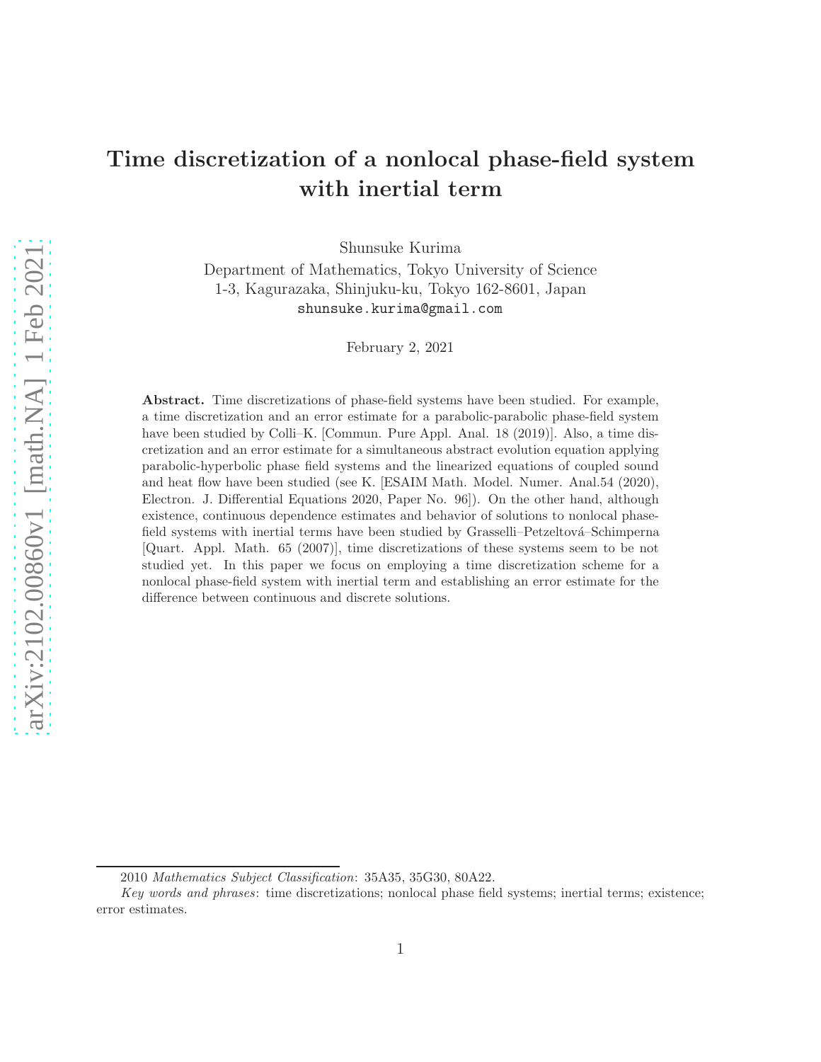# Time discretization of a nonlocal phase-field system with inertial term

Shunsuke Kurima

Department of Mathematics, Tokyo University of Science
1-3, Kagurazaka, Shinjuku-ku, Tokyo 162-8601, Japan
shunsuke.kurima@gmail.com

February 2, 2021

**Abstract.** Time discretizations of phase-field systems have been studied. For example, a time discretization and an error estimate for a parabolic-parabolic phase-field system have been studied by Colli–K. [Commun. Pure Appl. Anal. 18 (2019)]. Also, a time discretization and an error estimate for a simultaneous abstract evolution equation applying parabolic-hyperbolic phase field systems and the linearized equations of coupled sound and heat flow have been studied (see K. [ESAIM Math. Model. Numer. Anal.54 (2020), Electron. J. Differential Equations 2020, Paper No. 96]). On the other hand, although existence, continuous dependence estimates and behavior of solutions to nonlocal phase-field systems with inertial terms have been studied by Grasselli–Petzeltová–Schimperna [Quart. Appl. Math. 65 (2007)], time discretizations of these systems seem to be not studied yet. In this paper we focus on employing a time discretization scheme for a nonlocal phase-field system with inertial term and establishing an error estimate for the difference between continuous and discrete solutions.

2010 *Mathematics Subject Classification*: 35A35, 35G30, 80A22.

*Key words and phrases*: time discretizations; nonlocal phase field systems; inertial terms; existence; error estimates.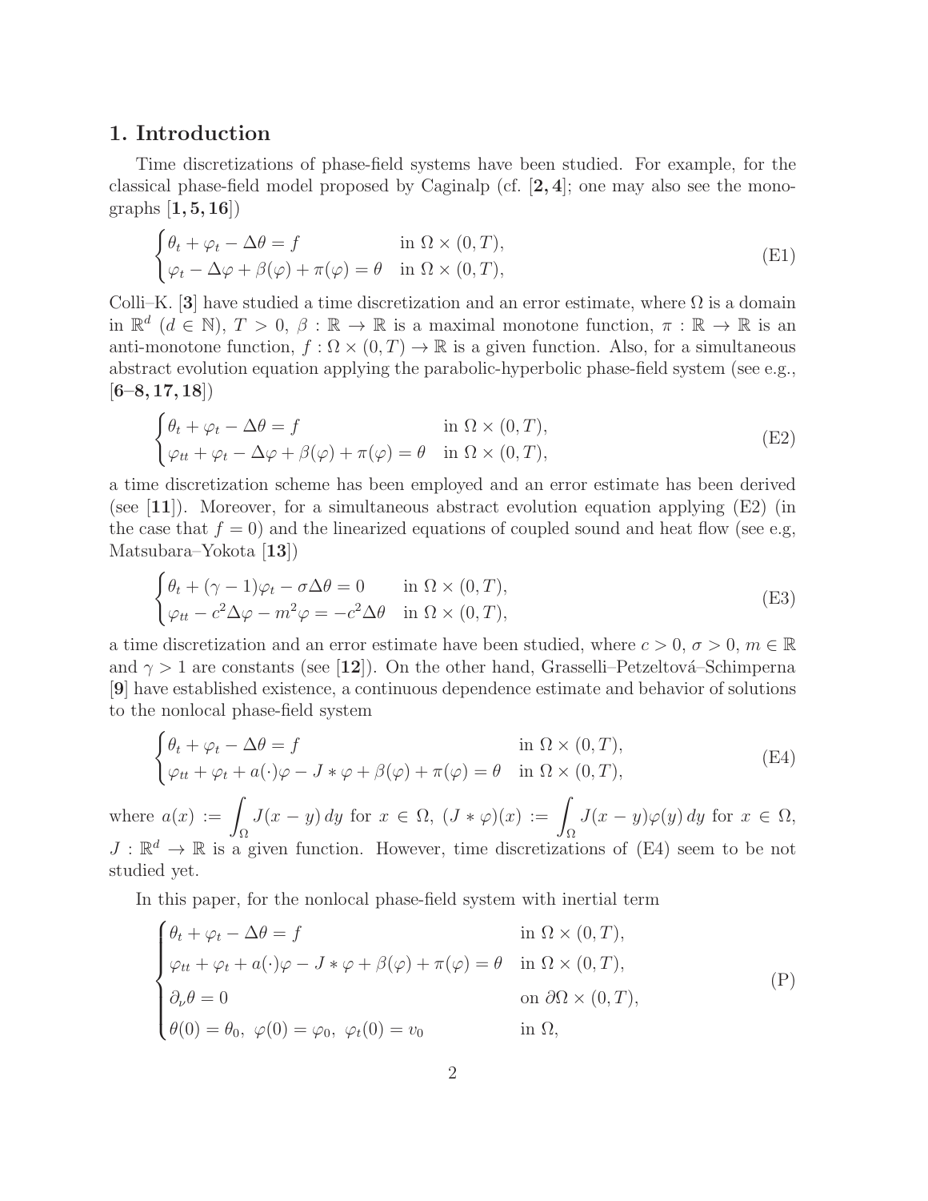## 1. Introduction

Time discretizations of phase-field systems have been studied. For example, for the classical phase-field model proposed by Caginalp (cf. [**2, 4**]; one may also see the monographs [**1, 5, 16**])

$$
\begin{cases}
\theta_t + \varphi_t - \Delta\theta = f & \text{in } \Omega \times (0,T), \\
\varphi_t - \Delta\varphi + \beta(\varphi) + \pi(\varphi) = \theta & \text{in } \Omega \times (0,T),
\end{cases}
\tag{E1}
$$

Colli–K. [**3**] have studied a time discretization and an error estimate, where $\Omega$ is a domain in $\mathbb{R}^d$ ($d \in \mathbb{N}$), $T > 0$, $\beta : \mathbb{R} \to \mathbb{R}$ is a maximal monotone function, $\pi : \mathbb{R} \to \mathbb{R}$ is an anti-monotone function, $f : \Omega \times (0,T) \to \mathbb{R}$ is a given function. Also, for a simultaneous abstract evolution equation applying the parabolic-hyperbolic phase-field system (see e.g., [**6–8, 17, 18**])

$$
\begin{cases}
\theta_t + \varphi_t - \Delta\theta = f & \text{in } \Omega \times (0,T), \\
\varphi_{tt} + \varphi_t - \Delta\varphi + \beta(\varphi) + \pi(\varphi) = \theta & \text{in } \Omega \times (0,T),
\end{cases}
\tag{E2}
$$

a time discretization scheme has been employed and an error estimate has been derived (see [**11**]). Moreover, for a simultaneous abstract evolution equation applying (E2) (in the case that $f = 0$) and the linearized equations of coupled sound and heat flow (see e.g, Matsubara–Yokota [**13**])

$$
\begin{cases}
\theta_t + (\gamma - 1)\varphi_t - \sigma\Delta\theta = 0 & \text{in } \Omega \times (0,T), \\
\varphi_{tt} - c^2\Delta\varphi - m^2\varphi = -c^2\Delta\theta & \text{in } \Omega \times (0,T),
\end{cases}
\tag{E3}
$$

a time discretization and an error estimate have been studied, where $c > 0$, $\sigma > 0$, $m \in \mathbb{R}$ and $\gamma > 1$ are constants (see [**12**]). On the other hand, Grasselli–Petzeltová–Schimperna [**9**] have established existence, a continuous dependence estimate and behavior of solutions to the nonlocal phase-field system

$$
\begin{cases}
\theta_t + \varphi_t - \Delta\theta = f & \text{in } \Omega \times (0,T), \\
\varphi_{tt} + \varphi_t + a(\cdot)\varphi - J * \varphi + \beta(\varphi) + \pi(\varphi) = \theta & \text{in } \Omega \times (0,T),
\end{cases}
\tag{E4}
$$

where $a(x) := \displaystyle\int_\Omega J(x-y)\,dy$ for $x \in \Omega$, $(J * \varphi)(x) := \displaystyle\int_\Omega J(x-y)\varphi(y)\,dy$ for $x \in \Omega$, $J : \mathbb{R}^d \to \mathbb{R}$ is a given function. However, time discretizations of (E4) seem to be not studied yet.

In this paper, for the nonlocal phase-field system with inertial term

$$
\begin{cases}
\theta_t + \varphi_t - \Delta\theta = f & \text{in } \Omega \times (0,T), \\
\varphi_{tt} + \varphi_t + a(\cdot)\varphi - J * \varphi + \beta(\varphi) + \pi(\varphi) = \theta & \text{in } \Omega \times (0,T), \\
\partial_\nu \theta = 0 & \text{on } \partial\Omega \times (0,T), \\
\theta(0) = \theta_0,\ \varphi(0) = \varphi_0,\ \varphi_t(0) = v_0 & \text{in } \Omega,
\end{cases}
\tag{P}
$$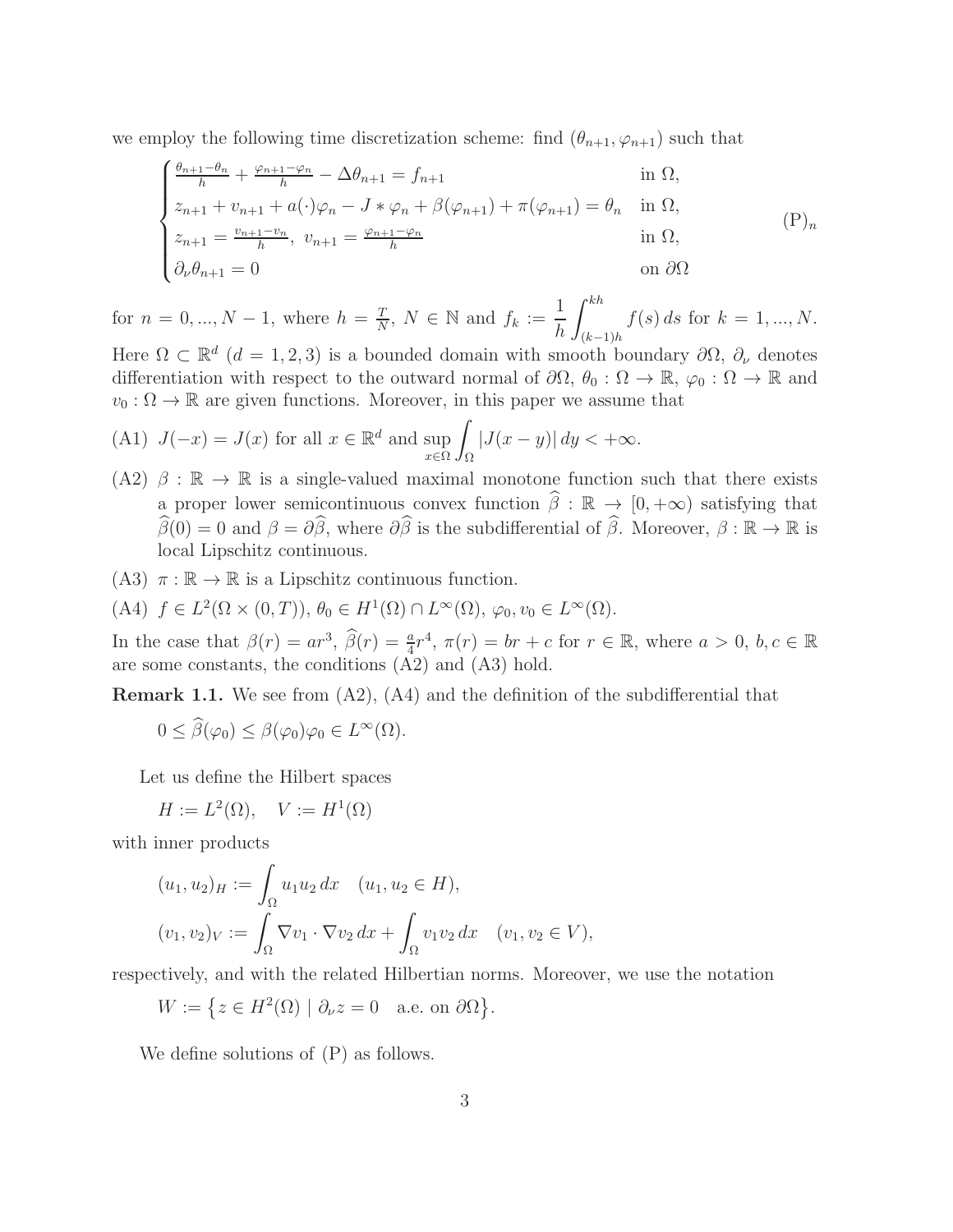we employ the following time discretization scheme: find $(\theta_{n+1}, \varphi_{n+1})$ such that

$$
\begin{cases}
\frac{\theta_{n+1}-\theta_n}{h} + \frac{\varphi_{n+1}-\varphi_n}{h} - \Delta\theta_{n+1} = f_{n+1} & \text{in } \Omega, \\
z_{n+1} + v_{n+1} + a(\cdot)\varphi_n - J * \varphi_n + \beta(\varphi_{n+1}) + \pi(\varphi_{n+1}) = \theta_n & \text{in } \Omega, \\
z_{n+1} = \frac{v_{n+1}-v_n}{h},\ v_{n+1} = \frac{\varphi_{n+1}-\varphi_n}{h} & \text{in } \Omega, \\
\partial_\nu \theta_{n+1} = 0 & \text{on } \partial\Omega
\end{cases}
\tag{P$_n$}
$$

for $n = 0, ..., N-1$, where $h = \frac{T}{N}$, $N \in \mathbb{N}$ and $f_k := \dfrac{1}{h}\displaystyle\int_{(k-1)h}^{kh} f(s)\, ds$ for $k = 1, ..., N$. Here $\Omega \subset \mathbb{R}^d$ $(d = 1, 2, 3)$ is a bounded domain with smooth boundary $\partial\Omega$, $\partial_\nu$ denotes differentiation with respect to the outward normal of $\partial\Omega$, $\theta_0 : \Omega \to \mathbb{R}$, $\varphi_0 : \Omega \to \mathbb{R}$ and $v_0 : \Omega \to \mathbb{R}$ are given functions. Moreover, in this paper we assume that

(A1) $J(-x) = J(x)$ for all $x \in \mathbb{R}^d$ and $\displaystyle\sup_{x\in\Omega} \int_\Omega |J(x-y)|\, dy < +\infty$.

(A2) $\beta : \mathbb{R} \to \mathbb{R}$ is a single-valued maximal monotone function such that there exists a proper lower semicontinuous convex function $\widehat{\beta} : \mathbb{R} \to [0, +\infty)$ satisfying that $\widehat{\beta}(0) = 0$ and $\beta = \partial\widehat{\beta}$, where $\partial\widehat{\beta}$ is the subdifferential of $\widehat{\beta}$. Moreover, $\beta : \mathbb{R} \to \mathbb{R}$ is local Lipschitz continuous.

(A3) $\pi : \mathbb{R} \to \mathbb{R}$ is a Lipschitz continuous function.

(A4) $f \in L^2(\Omega \times (0,T))$, $\theta_0 \in H^1(\Omega) \cap L^\infty(\Omega)$, $\varphi_0, v_0 \in L^\infty(\Omega)$.

In the case that $\beta(r) = ar^3$, $\widehat{\beta}(r) = \frac{a}{4}r^4$, $\pi(r) = br + c$ for $r \in \mathbb{R}$, where $a > 0$, $b, c \in \mathbb{R}$ are some constants, the conditions (A2) and (A3) hold.

**Remark 1.1.** We see from (A2), (A4) and the definition of the subdifferential that

$$0 \le \widehat{\beta}(\varphi_0) \le \beta(\varphi_0)\varphi_0 \in L^\infty(\Omega).$$

Let us define the Hilbert spaces

$$H := L^2(\Omega), \quad V := H^1(\Omega)$$

with inner products

$$(u_1, u_2)_H := \int_\Omega u_1 u_2\, dx \quad (u_1, u_2 \in H),$$

$$(v_1, v_2)_V := \int_\Omega \nabla v_1 \cdot \nabla v_2\, dx + \int_\Omega v_1 v_2\, dx \quad (v_1, v_2 \in V),$$

respectively, and with the related Hilbertian norms. Moreover, we use the notation

$$W := \{ z \in H^2(\Omega) \mid \partial_\nu z = 0 \quad \text{a.e. on } \partial\Omega \}.$$

We define solutions of (P) as follows.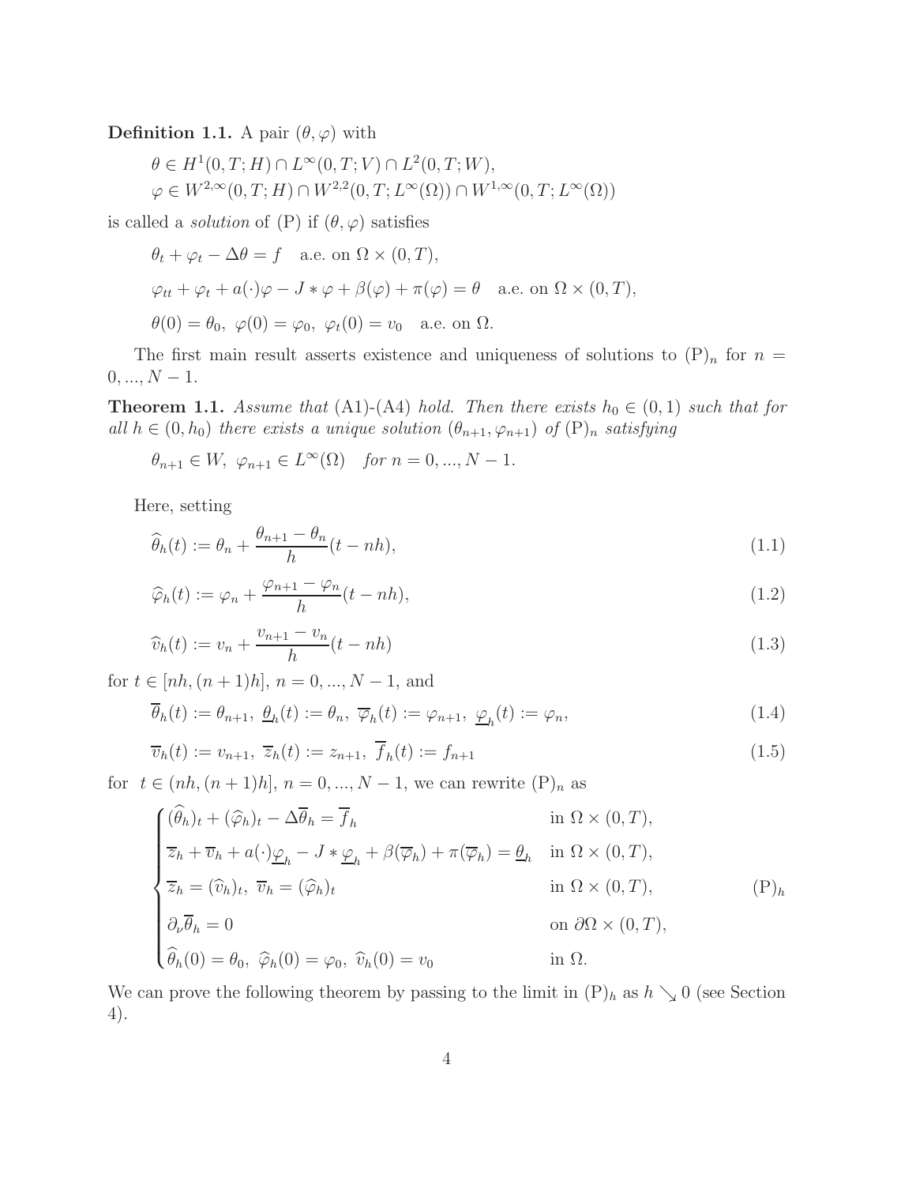**Definition 1.1.** A pair $(\theta, \varphi)$ with

$$\theta \in H^1(0,T;H) \cap L^\infty(0,T;V) \cap L^2(0,T;W),$$
$$\varphi \in W^{2,\infty}(0,T;H) \cap W^{2,2}(0,T;L^\infty(\Omega)) \cap W^{1,\infty}(0,T;L^\infty(\Omega))$$

is called a *solution* of (P) if $(\theta, \varphi)$ satisfies

$$\theta_t + \varphi_t - \Delta\theta = f \quad \text{a.e. on } \Omega \times (0,T),$$

$$\varphi_{tt} + \varphi_t + a(\cdot)\varphi - J * \varphi + \beta(\varphi) + \pi(\varphi) = \theta \quad \text{a.e. on } \Omega \times (0,T),$$

$$\theta(0) = \theta_0,\ \varphi(0) = \varphi_0,\ \varphi_t(0) = v_0 \quad \text{a.e. on } \Omega.$$

The first main result asserts existence and uniqueness of solutions to $(\mathrm{P})_n$ for $n = 0, ..., N-1$.

**Theorem 1.1.** *Assume that* (A1)-(A4) *hold. Then there exists $h_0 \in (0,1)$ such that for all $h \in (0, h_0)$ there exists a unique solution $(\theta_{n+1}, \varphi_{n+1})$ of $(\mathrm{P})_n$ satisfying*

$$\theta_{n+1} \in W,\ \varphi_{n+1} \in L^\infty(\Omega) \quad \textit{for } n = 0, ..., N-1.$$

Here, setting

$$\widehat{\theta}_h(t) := \theta_n + \frac{\theta_{n+1} - \theta_n}{h}(t - nh), \tag{1.1}$$

$$\widehat{\varphi}_h(t) := \varphi_n + \frac{\varphi_{n+1} - \varphi_n}{h}(t - nh), \tag{1.2}$$

$$\widehat{v}_h(t) := v_n + \frac{v_{n+1} - v_n}{h}(t - nh) \tag{1.3}$$

for $t \in [nh, (n+1)h]$, $n = 0, ..., N-1$, and

$$\overline{\theta}_h(t) := \theta_{n+1},\ \underline{\theta}_h(t) := \theta_n,\ \overline{\varphi}_h(t) := \varphi_{n+1},\ \underline{\varphi}_h(t) := \varphi_n, \tag{1.4}$$

$$\overline{v}_h(t) := v_{n+1},\ \overline{z}_h(t) := z_{n+1},\ \overline{f}_h(t) := f_{n+1} \tag{1.5}$$

for $t \in (nh, (n+1)h]$, $n = 0, ..., N-1$, we can rewrite $(\mathrm{P})_n$ as

$$\begin{cases} (\widehat{\theta}_h)_t + (\widehat{\varphi}_h)_t - \Delta\overline{\theta}_h = \overline{f}_h & \text{in } \Omega \times (0,T), \\ \overline{z}_h + \overline{v}_h + a(\cdot)\underline{\varphi}_h - J * \underline{\varphi}_h + \beta(\overline{\varphi}_h) + \pi(\overline{\varphi}_h) = \underline{\theta}_h & \text{in } \Omega \times (0,T), \\ \overline{z}_h = (\widehat{v}_h)_t,\ \overline{v}_h = (\widehat{\varphi}_h)_t & \text{in } \Omega \times (0,T), \\ \partial_\nu \overline{\theta}_h = 0 & \text{on } \partial\Omega \times (0,T), \\ \widehat{\theta}_h(0) = \theta_0,\ \widehat{\varphi}_h(0) = \varphi_0,\ \widehat{v}_h(0) = v_0 & \text{in } \Omega. \end{cases} \tag{$\mathrm{P}$}_h$$

We can prove the following theorem by passing to the limit in $(\mathrm{P})_h$ as $h \searrow 0$ (see Section 4).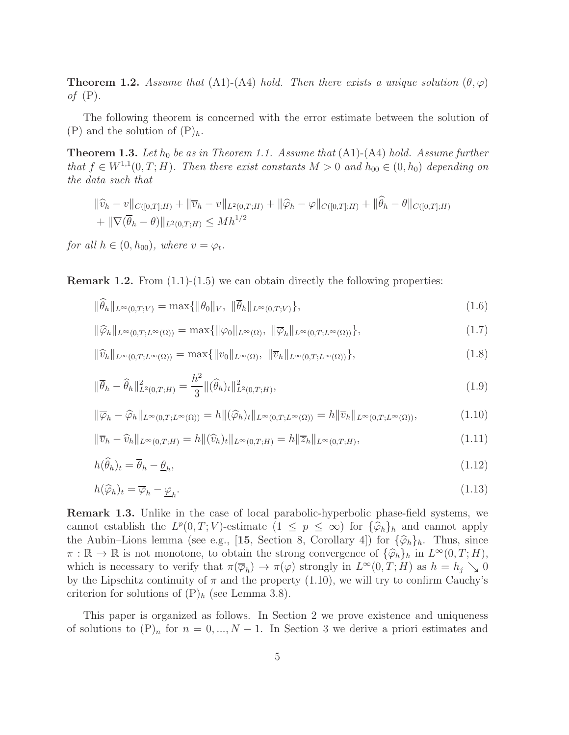**Theorem 1.2.** *Assume that* (A1)-(A4) *hold. Then there exists a unique solution* $(\theta, \varphi)$ *of* (P).

The following theorem is concerned with the error estimate between the solution of (P) and the solution of $(\mathrm{P})_h$.

**Theorem 1.3.** *Let $h_0$ be as in Theorem 1.1. Assume that* (A1)-(A4) *hold. Assume further that $f \in W^{1,1}(0,T;H)$. Then there exist constants $M > 0$ and $h_{00} \in (0, h_0)$ depending on the data such that*

$$
\begin{aligned}
&\|\widehat{v}_h - v\|_{C([0,T];H)} + \|\overline{v}_h - v\|_{L^2(0,T;H)} + \|\widehat{\varphi}_h - \varphi\|_{C([0,T];H)} + \|\widehat{\theta}_h - \theta\|_{C([0,T];H)} \\
&+ \|\nabla(\overline{\theta}_h - \theta)\|_{L^2(0,T;H)} \leq M h^{1/2}
\end{aligned}
$$

*for all $h \in (0, h_{00})$, where $v = \varphi_t$.*

**Remark 1.2.** From (1.1)-(1.5) we can obtain directly the following properties:

$$
\|\widehat{\theta}_h\|_{L^\infty(0,T;V)} = \max\{\|\theta_0\|_V,\ \|\overline{\theta}_h\|_{L^\infty(0,T;V)}\}, \tag{1.6}
$$

$$
\|\widehat{\varphi}_h\|_{L^\infty(0,T;L^\infty(\Omega))} = \max\{\|\varphi_0\|_{L^\infty(\Omega)},\ \|\overline{\varphi}_h\|_{L^\infty(0,T;L^\infty(\Omega))}\}, \tag{1.7}
$$

$$
\|\widehat{v}_h\|_{L^\infty(0,T;L^\infty(\Omega))} = \max\{\|v_0\|_{L^\infty(\Omega)},\ \|\overline{v}_h\|_{L^\infty(0,T;L^\infty(\Omega))}\}, \tag{1.8}
$$

$$
\|\overline{\theta}_h - \widehat{\theta}_h\|^2_{L^2(0,T;H)} = \frac{h^2}{3}\|(\widehat{\theta}_h)_t\|^2_{L^2(0,T;H)}, \tag{1.9}
$$

$$
\|\overline{\varphi}_h - \widehat{\varphi}_h\|_{L^\infty(0,T;L^\infty(\Omega))} = h\|(\widehat{\varphi}_h)_t\|_{L^\infty(0,T;L^\infty(\Omega))} = h\|\overline{v}_h\|_{L^\infty(0,T;L^\infty(\Omega))}, \tag{1.10}
$$

$$
\|\overline{v}_h - \widehat{v}_h\|_{L^\infty(0,T;H)} = h\|(\widehat{v}_h)_t\|_{L^\infty(0,T;H)} = h\|\overline{z}_h\|_{L^\infty(0,T;H)}, \tag{1.11}
$$

$$
h(\widehat{\theta}_h)_t = \overline{\theta}_h - \underline{\theta}_h, \tag{1.12}
$$

$$
h(\widehat{\varphi}_h)_t = \overline{\varphi}_h - \underline{\varphi}_h. \tag{1.13}
$$

**Remark 1.3.** Unlike in the case of local parabolic-hyperbolic phase-field systems, we cannot establish the $L^p(0,T;V)$-estimate ($1 \leq p \leq \infty$) for $\{\widehat{\varphi}_h\}_h$ and cannot apply the Aubin–Lions lemma (see e.g., [**15**, Section 8, Corollary 4]) for $\{\widehat{\varphi}_h\}_h$. Thus, since $\pi : \mathbb{R} \to \mathbb{R}$ is not monotone, to obtain the strong convergence of $\{\widehat{\varphi}_h\}_h$ in $L^\infty(0,T;H)$, which is necessary to verify that $\pi(\overline{\varphi}_h) \to \pi(\varphi)$ strongly in $L^\infty(0,T;H)$ as $h = h_j \searrow 0$ by the Lipschitz continuity of $\pi$ and the property (1.10), we will try to confirm Cauchy's criterion for solutions of $(\mathrm{P})_h$ (see Lemma 3.8).

This paper is organized as follows. In Section 2 we prove existence and uniqueness of solutions to $(\mathrm{P})_n$ for $n = 0, \ldots, N-1$. In Section 3 we derive a priori estimates and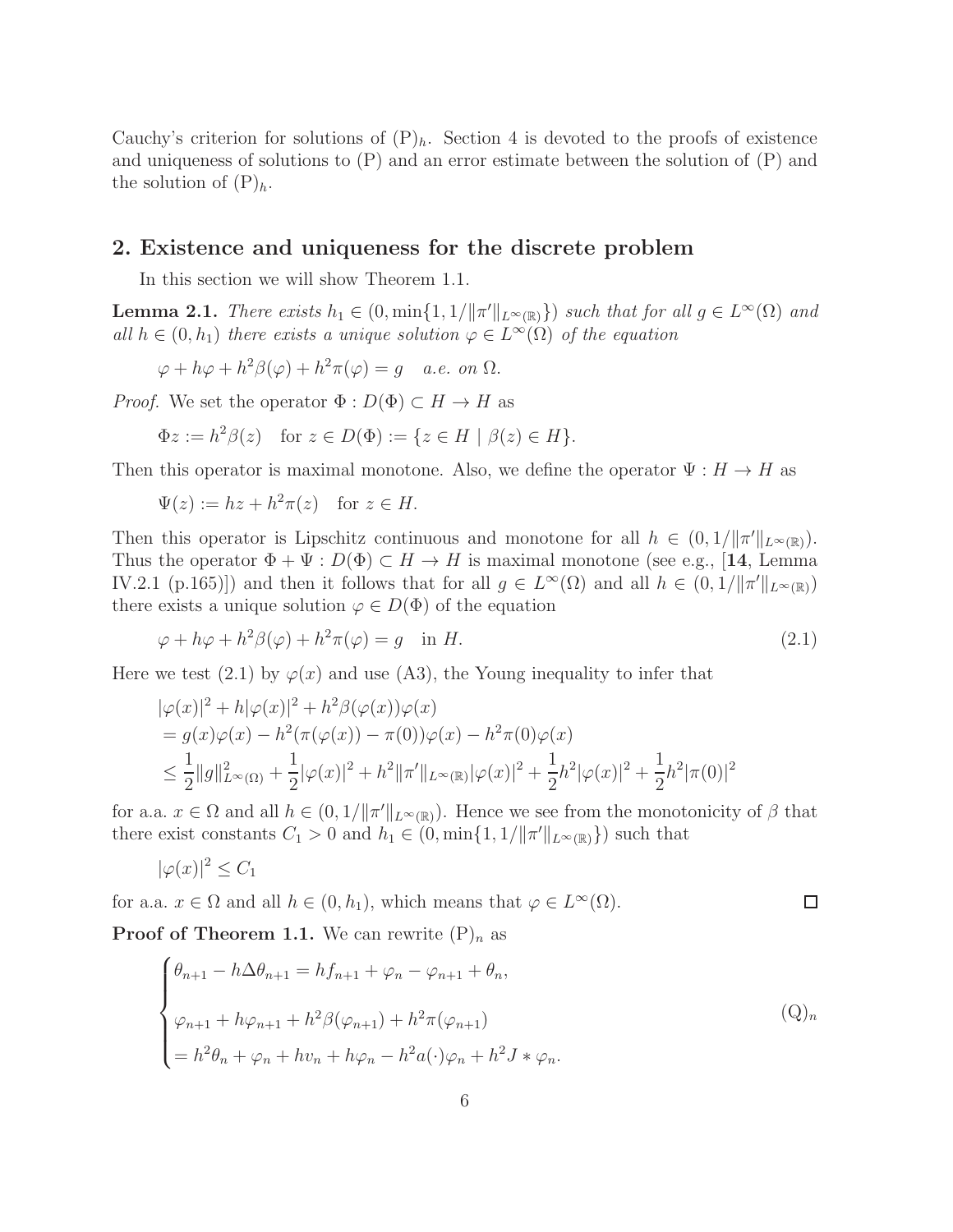Cauchy's criterion for solutions of $(\mathrm{P})_h$. Section 4 is devoted to the proofs of existence and uniqueness of solutions to (P) and an error estimate between the solution of (P) and the solution of $(\mathrm{P})_h$.

## 2. Existence and uniqueness for the discrete problem

In this section we will show Theorem 1.1.

**Lemma 2.1.** *There exists $h_1 \in (0, \min\{1, 1/\|\pi'\|_{L^\infty(\mathbb{R})}\})$ such that for all $g \in L^\infty(\Omega)$ and all $h \in (0, h_1)$ there exists a unique solution $\varphi \in L^\infty(\Omega)$ of the equation*

$$\varphi + h\varphi + h^2\beta(\varphi) + h^2\pi(\varphi) = g \quad \text{a.e. on } \Omega.$$

*Proof.* We set the operator $\Phi : D(\Phi) \subset H \to H$ as

$$\Phi z := h^2\beta(z) \quad \text{for } z \in D(\Phi) := \{z \in H \mid \beta(z) \in H\}.$$

Then this operator is maximal monotone. Also, we define the operator $\Psi : H \to H$ as

$$\Psi(z) := hz + h^2\pi(z) \quad \text{for } z \in H.$$

Then this operator is Lipschitz continuous and monotone for all $h \in (0, 1/\|\pi'\|_{L^\infty(\mathbb{R})})$. Thus the operator $\Phi + \Psi : D(\Phi) \subset H \to H$ is maximal monotone (see e.g., [**14**, Lemma IV.2.1 (p.165)]) and then it follows that for all $g \in L^\infty(\Omega)$ and all $h \in (0, 1/\|\pi'\|_{L^\infty(\mathbb{R})})$ there exists a unique solution $\varphi \in D(\Phi)$ of the equation

$$\varphi + h\varphi + h^2\beta(\varphi) + h^2\pi(\varphi) = g \quad \text{in } H. \tag{2.1}$$

Here we test (2.1) by $\varphi(x)$ and use (A3), the Young inequality to infer that

$$\begin{aligned}
&|\varphi(x)|^2 + h|\varphi(x)|^2 + h^2\beta(\varphi(x))\varphi(x) \\
&= g(x)\varphi(x) - h^2(\pi(\varphi(x)) - \pi(0))\varphi(x) - h^2\pi(0)\varphi(x) \\
&\le \frac{1}{2}\|g\|^2_{L^\infty(\Omega)} + \frac{1}{2}|\varphi(x)|^2 + h^2\|\pi'\|_{L^\infty(\mathbb{R})}|\varphi(x)|^2 + \frac{1}{2}h^2|\varphi(x)|^2 + \frac{1}{2}h^2|\pi(0)|^2
\end{aligned}$$

for a.a. $x \in \Omega$ and all $h \in (0, 1/\|\pi'\|_{L^\infty(\mathbb{R})})$. Hence we see from the monotonicity of $\beta$ that there exist constants $C_1 > 0$ and $h_1 \in (0, \min\{1, 1/\|\pi'\|_{L^\infty(\mathbb{R})}\})$ such that

$$|\varphi(x)|^2 \le C_1$$

for a.a. $x \in \Omega$ and all $h \in (0, h_1)$, which means that $\varphi \in L^\infty(\Omega)$. $\square$

**Proof of Theorem 1.1.** We can rewrite $(\mathrm{P})_n$ as

$$\begin{cases}
\theta_{n+1} - h\Delta\theta_{n+1} = hf_{n+1} + \varphi_n - \varphi_{n+1} + \theta_n, \\[2mm]
\varphi_{n+1} + h\varphi_{n+1} + h^2\beta(\varphi_{n+1}) + h^2\pi(\varphi_{n+1}) \\
= h^2\theta_n + \varphi_n + hv_n + h\varphi_n - h^2 a(\cdot)\varphi_n + h^2 J * \varphi_n.
\end{cases} \tag{$\mathrm{Q}$}_n$$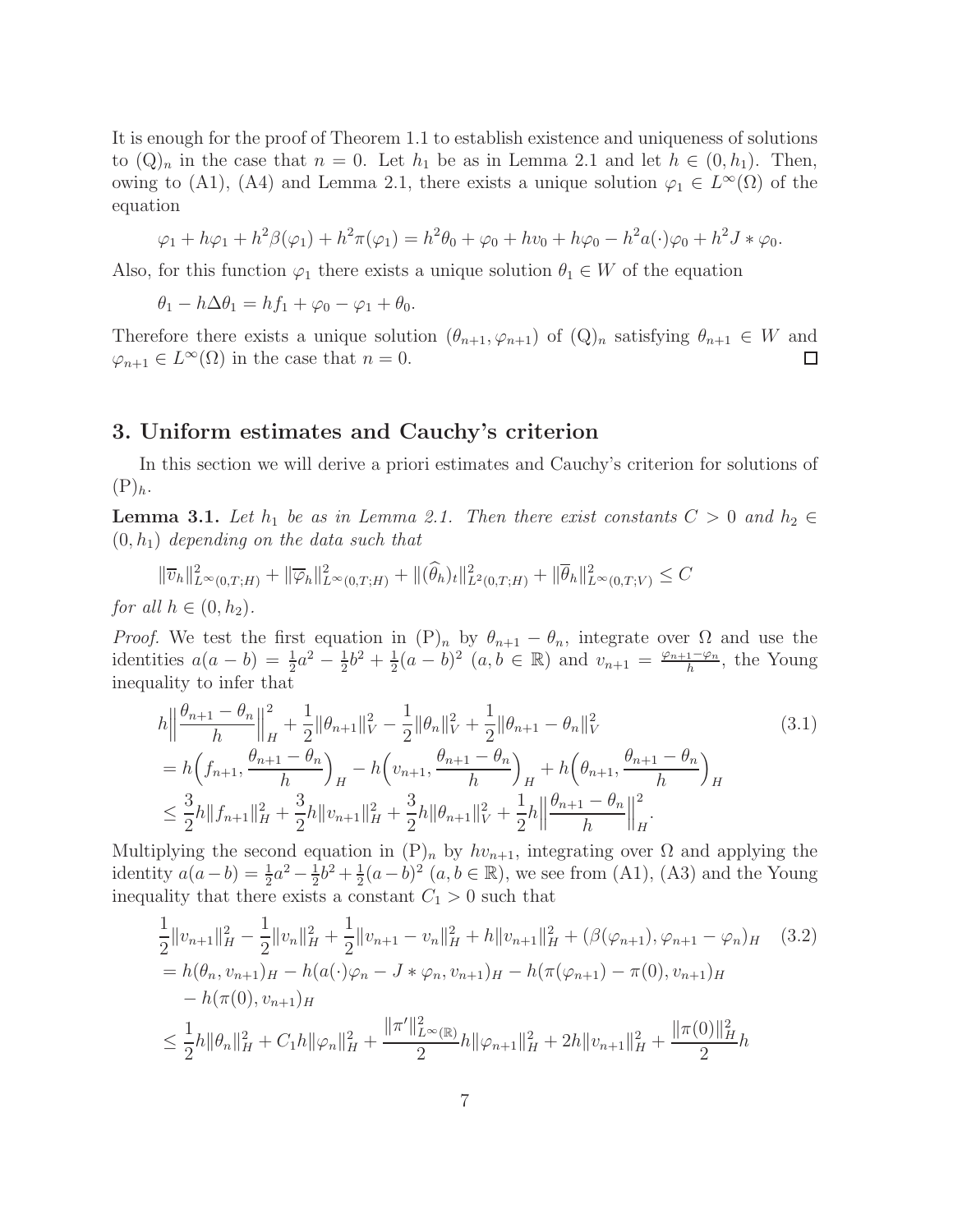It is enough for the proof of Theorem 1.1 to establish existence and uniqueness of solutions to $(\mathrm{Q})_n$ in the case that $n = 0$. Let $h_1$ be as in Lemma 2.1 and let $h \in (0, h_1)$. Then, owing to (A1), (A4) and Lemma 2.1, there exists a unique solution $\varphi_1 \in L^\infty(\Omega)$ of the equation

$$\varphi_1 + h\varphi_1 + h^2\beta(\varphi_1) + h^2\pi(\varphi_1) = h^2\theta_0 + \varphi_0 + hv_0 + h\varphi_0 - h^2 a(\cdot)\varphi_0 + h^2 J * \varphi_0.$$

Also, for this function $\varphi_1$ there exists a unique solution $\theta_1 \in W$ of the equation

$$\theta_1 - h\Delta\theta_1 = hf_1 + \varphi_0 - \varphi_1 + \theta_0.$$

Therefore there exists a unique solution $(\theta_{n+1}, \varphi_{n+1})$ of $(\mathrm{Q})_n$ satisfying $\theta_{n+1} \in W$ and $\varphi_{n+1} \in L^\infty(\Omega)$ in the case that $n = 0$. $\square$

## 3. Uniform estimates and Cauchy's criterion

In this section we will derive a priori estimates and Cauchy's criterion for solutions of $(\mathrm{P})_h$.

**Lemma 3.1.** *Let $h_1$ be as in Lemma 2.1. Then there exist constants $C > 0$ and $h_2 \in (0, h_1)$ depending on the data such that*

$$\|\overline{v}_h\|^2_{L^\infty(0,T;H)} + \|\overline{\varphi}_h\|^2_{L^\infty(0,T;H)} + \|(\widehat{\theta}_h)_t\|^2_{L^2(0,T;H)} + \|\overline{\theta}_h\|^2_{L^\infty(0,T;V)} \le C$$

*for all $h \in (0, h_2)$.*

*Proof.* We test the first equation in $(\mathrm{P})_n$ by $\theta_{n+1} - \theta_n$, integrate over $\Omega$ and use the identities $a(a-b) = \frac{1}{2}a^2 - \frac{1}{2}b^2 + \frac{1}{2}(a-b)^2$ $(a, b \in \mathbb{R})$ and $v_{n+1} = \frac{\varphi_{n+1} - \varphi_n}{h}$, the Young inequality to infer that

$$\begin{aligned}
&h\Big\|\frac{\theta_{n+1} - \theta_n}{h}\Big\|^2_H + \frac{1}{2}\|\theta_{n+1}\|^2_V - \frac{1}{2}\|\theta_n\|^2_V + \frac{1}{2}\|\theta_{n+1} - \theta_n\|^2_V \qquad (3.1)\\
&= h\Big(f_{n+1}, \frac{\theta_{n+1} - \theta_n}{h}\Big)_H - h\Big(v_{n+1}, \frac{\theta_{n+1} - \theta_n}{h}\Big)_H + h\Big(\theta_{n+1}, \frac{\theta_{n+1} - \theta_n}{h}\Big)_H \\
&\le \frac{3}{2}h\|f_{n+1}\|^2_H + \frac{3}{2}h\|v_{n+1}\|^2_H + \frac{3}{2}h\|\theta_{n+1}\|^2_V + \frac{1}{2}h\Big\|\frac{\theta_{n+1} - \theta_n}{h}\Big\|^2_H.
\end{aligned}$$

Multiplying the second equation in $(\mathrm{P})_n$ by $hv_{n+1}$, integrating over $\Omega$ and applying the identity $a(a-b) = \frac{1}{2}a^2 - \frac{1}{2}b^2 + \frac{1}{2}(a-b)^2$ $(a, b \in \mathbb{R})$, we see from (A1), (A3) and the Young inequality that there exists a constant $C_1 > 0$ such that

$$\begin{aligned}
&\frac{1}{2}\|v_{n+1}\|^2_H - \frac{1}{2}\|v_n\|^2_H + \frac{1}{2}\|v_{n+1} - v_n\|^2_H + h\|v_{n+1}\|^2_H + (\beta(\varphi_{n+1}), \varphi_{n+1} - \varphi_n)_H \qquad (3.2)\\
&= h(\theta_n, v_{n+1})_H - h(a(\cdot)\varphi_n - J * \varphi_n, v_{n+1})_H - h(\pi(\varphi_{n+1}) - \pi(0), v_{n+1})_H \\
&\quad - h(\pi(0), v_{n+1})_H \\
&\le \frac{1}{2}h\|\theta_n\|^2_H + C_1 h\|\varphi_n\|^2_H + \frac{\|\pi'\|^2_{L^\infty(\mathbb{R})}}{2}h\|\varphi_{n+1}\|^2_H + 2h\|v_{n+1}\|^2_H + \frac{\|\pi(0)\|^2_H}{2}h
\end{aligned}$$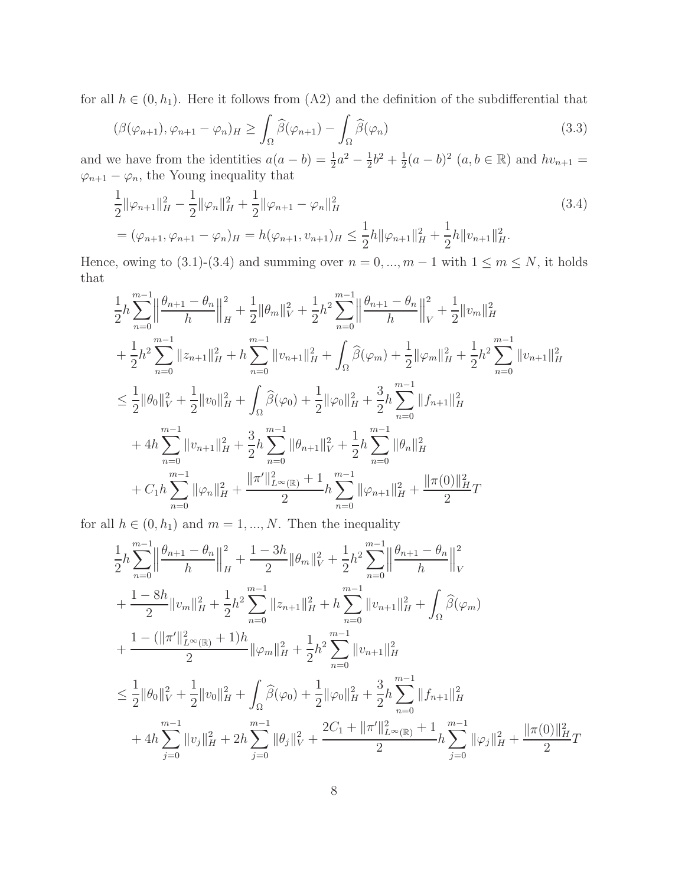for all $h \in (0, h_1)$. Here it follows from (A2) and the definition of the subdifferential that

$$
(\beta(\varphi_{n+1}), \varphi_{n+1} - \varphi_n)_H \geq \int_\Omega \widehat{\beta}(\varphi_{n+1}) - \int_\Omega \widehat{\beta}(\varphi_n) \tag{3.3}
$$

and we have from the identities $a(a-b) = \frac{1}{2}a^2 - \frac{1}{2}b^2 + \frac{1}{2}(a-b)^2$ $(a, b \in \mathbb{R})$ and $hv_{n+1} = \varphi_{n+1} - \varphi_n$, the Young inequality that

$$
\begin{aligned}
&\frac{1}{2}\|\varphi_{n+1}\|_H^2 - \frac{1}{2}\|\varphi_n\|_H^2 + \frac{1}{2}\|\varphi_{n+1} - \varphi_n\|_H^2 \\
&= (\varphi_{n+1}, \varphi_{n+1} - \varphi_n)_H = h(\varphi_{n+1}, v_{n+1})_H \leq \frac{1}{2}h\|\varphi_{n+1}\|_H^2 + \frac{1}{2}h\|v_{n+1}\|_H^2.
\end{aligned} \tag{3.4}
$$

Hence, owing to (3.1)-(3.4) and summing over $n = 0, ..., m-1$ with $1 \leq m \leq N$, it holds that

$$
\begin{aligned}
&\frac{1}{2}h\sum_{n=0}^{m-1}\left\|\frac{\theta_{n+1} - \theta_n}{h}\right\|_H^2 + \frac{1}{2}\|\theta_m\|_V^2 + \frac{1}{2}h^2\sum_{n=0}^{m-1}\left\|\frac{\theta_{n+1} - \theta_n}{h}\right\|_V^2 + \frac{1}{2}\|v_m\|_H^2 \\
&+ \frac{1}{2}h^2\sum_{n=0}^{m-1}\|z_{n+1}\|_H^2 + h\sum_{n=0}^{m-1}\|v_{n+1}\|_H^2 + \int_\Omega \widehat{\beta}(\varphi_m) + \frac{1}{2}\|\varphi_m\|_H^2 + \frac{1}{2}h^2\sum_{n=0}^{m-1}\|v_{n+1}\|_H^2 \\
&\leq \frac{1}{2}\|\theta_0\|_V^2 + \frac{1}{2}\|v_0\|_H^2 + \int_\Omega \widehat{\beta}(\varphi_0) + \frac{1}{2}\|\varphi_0\|_H^2 + \frac{3}{2}h\sum_{n=0}^{m-1}\|f_{n+1}\|_H^2 \\
&+ 4h\sum_{n=0}^{m-1}\|v_{n+1}\|_H^2 + \frac{3}{2}h\sum_{n=0}^{m-1}\|\theta_{n+1}\|_V^2 + \frac{1}{2}h\sum_{n=0}^{m-1}\|\theta_n\|_H^2 \\
&+ C_1 h\sum_{n=0}^{m-1}\|\varphi_n\|_H^2 + \frac{\|\pi'\|_{L^\infty(\mathbb{R})}^2 + 1}{2}h\sum_{n=0}^{m-1}\|\varphi_{n+1}\|_H^2 + \frac{\|\pi(0)\|_H^2}{2}T
\end{aligned}
$$

for all $h \in (0, h_1)$ and $m = 1, ..., N$. Then the inequality

$$
\begin{aligned}
&\frac{1}{2}h\sum_{n=0}^{m-1}\left\|\frac{\theta_{n+1} - \theta_n}{h}\right\|_H^2 + \frac{1-3h}{2}\|\theta_m\|_V^2 + \frac{1}{2}h^2\sum_{n=0}^{m-1}\left\|\frac{\theta_{n+1} - \theta_n}{h}\right\|_V^2 \\
&+ \frac{1-8h}{2}\|v_m\|_H^2 + \frac{1}{2}h^2\sum_{n=0}^{m-1}\|z_{n+1}\|_H^2 + h\sum_{n=0}^{m-1}\|v_{n+1}\|_H^2 + \int_\Omega \widehat{\beta}(\varphi_m) \\
&+ \frac{1 - (\|\pi'\|_{L^\infty(\mathbb{R})}^2 + 1)h}{2}\|\varphi_m\|_H^2 + \frac{1}{2}h^2\sum_{n=0}^{m-1}\|v_{n+1}\|_H^2 \\
&\leq \frac{1}{2}\|\theta_0\|_V^2 + \frac{1}{2}\|v_0\|_H^2 + \int_\Omega \widehat{\beta}(\varphi_0) + \frac{1}{2}\|\varphi_0\|_H^2 + \frac{3}{2}h\sum_{n=0}^{m-1}\|f_{n+1}\|_H^2 \\
&+ 4h\sum_{j=0}^{m-1}\|v_j\|_H^2 + 2h\sum_{j=0}^{m-1}\|\theta_j\|_V^2 + \frac{2C_1 + \|\pi'\|_{L^\infty(\mathbb{R})}^2 + 1}{2}h\sum_{j=0}^{m-1}\|\varphi_j\|_H^2 + \frac{\|\pi(0)\|_H^2}{2}T
\end{aligned}
$$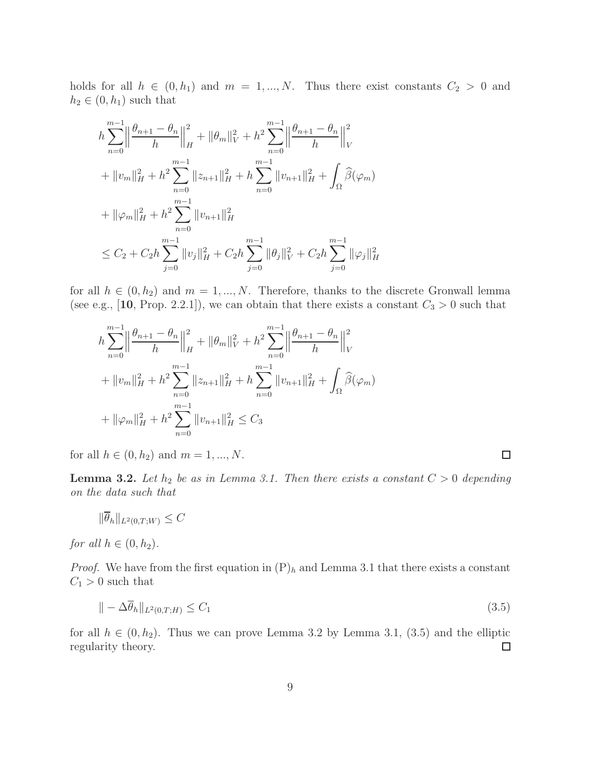holds for all $h \in (0, h_1)$ and $m = 1, ..., N$. Thus there exist constants $C_2 > 0$ and $h_2 \in (0, h_1)$ such that

$$
\begin{aligned}
&h \sum_{n=0}^{m-1} \Big\| \frac{\theta_{n+1} - \theta_n}{h} \Big\|_H^2 + \|\theta_m\|_V^2 + h^2 \sum_{n=0}^{m-1} \Big\| \frac{\theta_{n+1} - \theta_n}{h} \Big\|_V^2 \\
&+ \|v_m\|_H^2 + h^2 \sum_{n=0}^{m-1} \|z_{n+1}\|_H^2 + h \sum_{n=0}^{m-1} \|v_{n+1}\|_H^2 + \int_\Omega \widehat{\beta}(\varphi_m) \\
&+ \|\varphi_m\|_H^2 + h^2 \sum_{n=0}^{m-1} \|v_{n+1}\|_H^2 \\
&\leq C_2 + C_2 h \sum_{j=0}^{m-1} \|v_j\|_H^2 + C_2 h \sum_{j=0}^{m-1} \|\theta_j\|_V^2 + C_2 h \sum_{j=0}^{m-1} \|\varphi_j\|_H^2
\end{aligned}
$$

for all $h \in (0, h_2)$ and $m = 1, ..., N$. Therefore, thanks to the discrete Gronwall lemma (see e.g., [**10**, Prop. 2.2.1]), we can obtain that there exists a constant $C_3 > 0$ such that

$$
\begin{aligned}
&h \sum_{n=0}^{m-1} \Big\| \frac{\theta_{n+1} - \theta_n}{h} \Big\|_H^2 + \|\theta_m\|_V^2 + h^2 \sum_{n=0}^{m-1} \Big\| \frac{\theta_{n+1} - \theta_n}{h} \Big\|_V^2 \\
&+ \|v_m\|_H^2 + h^2 \sum_{n=0}^{m-1} \|z_{n+1}\|_H^2 + h \sum_{n=0}^{m-1} \|v_{n+1}\|_H^2 + \int_\Omega \widehat{\beta}(\varphi_m) \\
&+ \|\varphi_m\|_H^2 + h^2 \sum_{n=0}^{m-1} \|v_{n+1}\|_H^2 \leq C_3
\end{aligned}
$$

for all $h \in (0, h_2)$ and $m = 1, ..., N$. $\square$

**Lemma 3.2.** *Let $h_2$ be as in Lemma 3.1. Then there exists a constant $C > 0$ depending on the data such that*

$$\|\overline{\theta}_h\|_{L^2(0,T;W)} \leq C$$

*for all $h \in (0, h_2)$.*

*Proof.* We have from the first equation in $(\mathrm{P})_h$ and Lemma 3.1 that there exists a constant $C_1 > 0$ such that

$$\| - \Delta \overline{\theta}_h\|_{L^2(0,T;H)} \leq C_1 \tag{3.5}$$

for all $h \in (0, h_2)$. Thus we can prove Lemma 3.2 by Lemma 3.1, (3.5) and the elliptic regularity theory. $\square$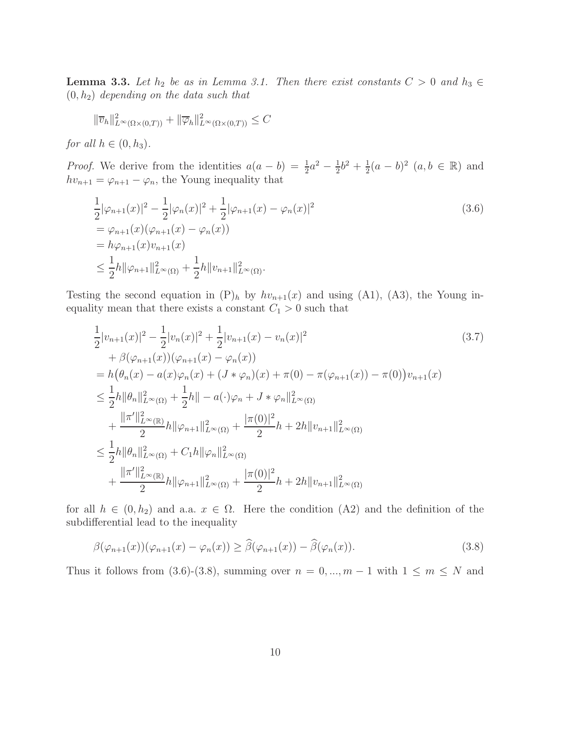**Lemma 3.3.** *Let $h_2$ be as in Lemma 3.1. Then there exist constants $C > 0$ and $h_3 \in (0, h_2)$ depending on the data such that*

$$\|\overline{v}_h\|^2_{L^\infty(\Omega\times(0,T))} + \|\overline{\varphi}_h\|^2_{L^\infty(\Omega\times(0,T))} \le C$$

*for all $h \in (0, h_3)$.*

*Proof.* We derive from the identities $a(a-b) = \frac{1}{2}a^2 - \frac{1}{2}b^2 + \frac{1}{2}(a-b)^2$ $(a, b \in \mathbb{R})$ and $hv_{n+1} = \varphi_{n+1} - \varphi_n$, the Young inequality that

$$
\begin{aligned}
&\frac{1}{2}|\varphi_{n+1}(x)|^2 - \frac{1}{2}|\varphi_n(x)|^2 + \frac{1}{2}|\varphi_{n+1}(x) - \varphi_n(x)|^2 \\
&= \varphi_{n+1}(x)(\varphi_{n+1}(x) - \varphi_n(x)) \\
&= h\varphi_{n+1}(x)v_{n+1}(x) \\
&\le \frac{1}{2}h\|\varphi_{n+1}\|^2_{L^\infty(\Omega)} + \frac{1}{2}h\|v_{n+1}\|^2_{L^\infty(\Omega)}.
\end{aligned}
\tag{3.6}
$$

Testing the second equation in $(\mathrm{P})_h$ by $hv_{n+1}(x)$ and using (A1), (A3), the Young inequality mean that there exists a constant $C_1 > 0$ such that

$$
\begin{aligned}
&\frac{1}{2}|v_{n+1}(x)|^2 - \frac{1}{2}|v_n(x)|^2 + \frac{1}{2}|v_{n+1}(x) - v_n(x)|^2 \\
&\quad + \beta(\varphi_{n+1}(x))(\varphi_{n+1}(x) - \varphi_n(x)) \\
&= h\big(\theta_n(x) - a(x)\varphi_n(x) + (J*\varphi_n)(x) + \pi(0) - \pi(\varphi_{n+1}(x)) - \pi(0)\big)v_{n+1}(x) \\
&\le \frac{1}{2}h\|\theta_n\|^2_{L^\infty(\Omega)} + \frac{1}{2}h\| - a(\cdot)\varphi_n + J*\varphi_n\|^2_{L^\infty(\Omega)} \\
&\quad + \frac{\|\pi'\|^2_{L^\infty(\mathbb{R})}}{2}h\|\varphi_{n+1}\|^2_{L^\infty(\Omega)} + \frac{|\pi(0)|^2}{2}h + 2h\|v_{n+1}\|^2_{L^\infty(\Omega)} \\
&\le \frac{1}{2}h\|\theta_n\|^2_{L^\infty(\Omega)} + C_1 h\|\varphi_n\|^2_{L^\infty(\Omega)} \\
&\quad + \frac{\|\pi'\|^2_{L^\infty(\mathbb{R})}}{2}h\|\varphi_{n+1}\|^2_{L^\infty(\Omega)} + \frac{|\pi(0)|^2}{2}h + 2h\|v_{n+1}\|^2_{L^\infty(\Omega)}
\end{aligned}
\tag{3.7}
$$

for all $h \in (0, h_2)$ and a.a. $x \in \Omega$. Here the condition (A2) and the definition of the subdifferential lead to the inequality

$$\beta(\varphi_{n+1}(x))(\varphi_{n+1}(x) - \varphi_n(x)) \ge \widehat{\beta}(\varphi_{n+1}(x)) - \widehat{\beta}(\varphi_n(x)). \tag{3.8}$$

Thus it follows from (3.6)-(3.8), summing over $n = 0, ..., m-1$ with $1 \le m \le N$ and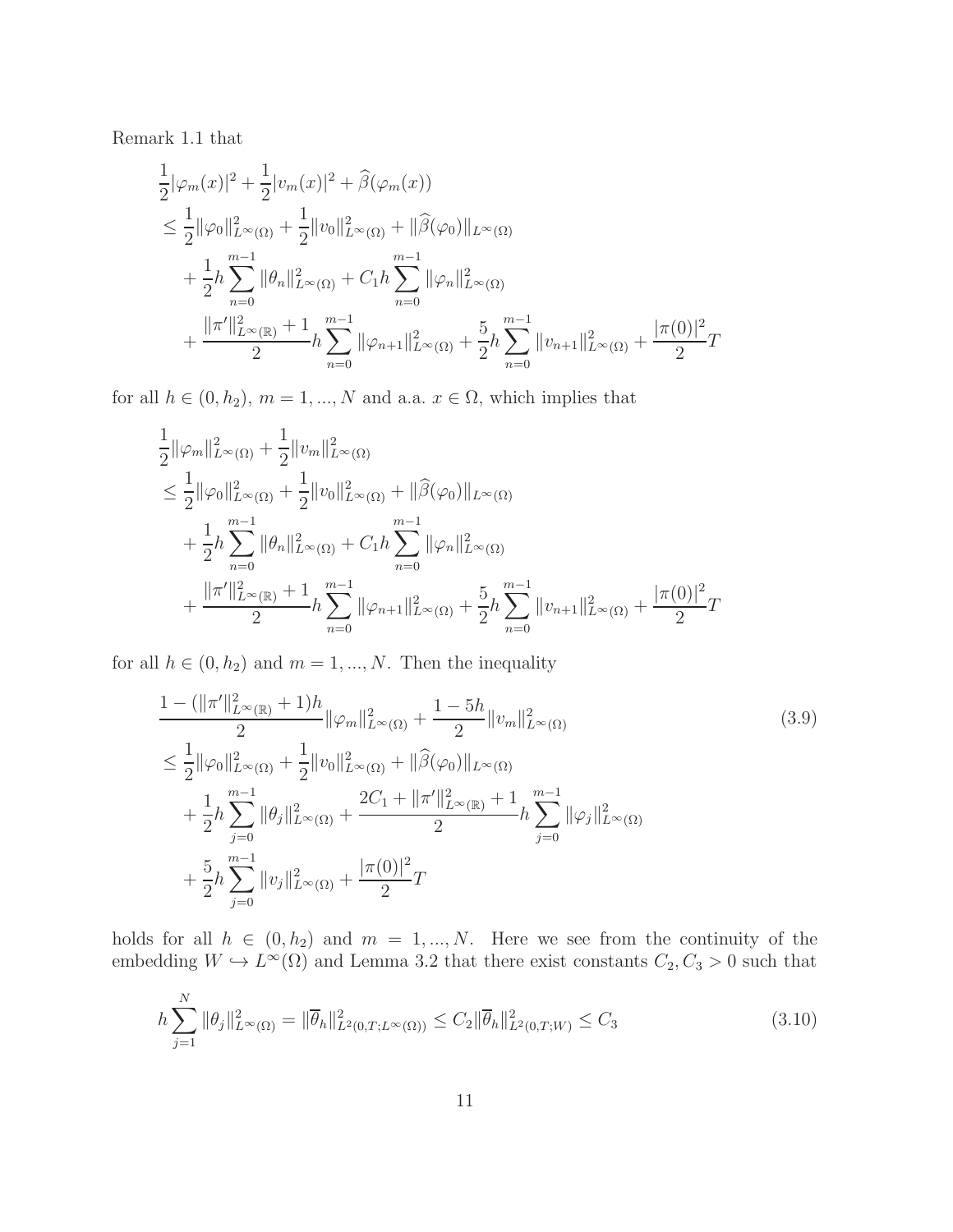Remark 1.1 that

$$
\begin{aligned}
&\frac{1}{2}|\varphi_m(x)|^2 + \frac{1}{2}|v_m(x)|^2 + \widehat{\beta}(\varphi_m(x)) \\
&\le \frac{1}{2}\|\varphi_0\|_{L^\infty(\Omega)}^2 + \frac{1}{2}\|v_0\|_{L^\infty(\Omega)}^2 + \|\widehat{\beta}(\varphi_0)\|_{L^\infty(\Omega)} \\
&\quad + \frac{1}{2}h\sum_{n=0}^{m-1}\|\theta_n\|_{L^\infty(\Omega)}^2 + C_1 h\sum_{n=0}^{m-1}\|\varphi_n\|_{L^\infty(\Omega)}^2 \\
&\quad + \frac{\|\pi'\|_{L^\infty(\mathbb{R})}^2 + 1}{2}h\sum_{n=0}^{m-1}\|\varphi_{n+1}\|_{L^\infty(\Omega)}^2 + \frac{5}{2}h\sum_{n=0}^{m-1}\|v_{n+1}\|_{L^\infty(\Omega)}^2 + \frac{|\pi(0)|^2}{2}T
\end{aligned}
$$

for all $h \in (0, h_2)$, $m = 1, ..., N$ and a.a. $x \in \Omega$, which implies that

$$
\begin{aligned}
&\frac{1}{2}\|\varphi_m\|_{L^\infty(\Omega)}^2 + \frac{1}{2}\|v_m\|_{L^\infty(\Omega)}^2 \\
&\le \frac{1}{2}\|\varphi_0\|_{L^\infty(\Omega)}^2 + \frac{1}{2}\|v_0\|_{L^\infty(\Omega)}^2 + \|\widehat{\beta}(\varphi_0)\|_{L^\infty(\Omega)} \\
&\quad + \frac{1}{2}h\sum_{n=0}^{m-1}\|\theta_n\|_{L^\infty(\Omega)}^2 + C_1 h\sum_{n=0}^{m-1}\|\varphi_n\|_{L^\infty(\Omega)}^2 \\
&\quad + \frac{\|\pi'\|_{L^\infty(\mathbb{R})}^2 + 1}{2}h\sum_{n=0}^{m-1}\|\varphi_{n+1}\|_{L^\infty(\Omega)}^2 + \frac{5}{2}h\sum_{n=0}^{m-1}\|v_{n+1}\|_{L^\infty(\Omega)}^2 + \frac{|\pi(0)|^2}{2}T
\end{aligned}
$$

for all $h \in (0, h_2)$ and $m = 1, ..., N$. Then the inequality

$$
\begin{aligned}
&\frac{1 - (\|\pi'\|_{L^\infty(\mathbb{R})}^2 + 1)h}{2}\|\varphi_m\|_{L^\infty(\Omega)}^2 + \frac{1 - 5h}{2}\|v_m\|_{L^\infty(\Omega)}^2 \\
&\le \frac{1}{2}\|\varphi_0\|_{L^\infty(\Omega)}^2 + \frac{1}{2}\|v_0\|_{L^\infty(\Omega)}^2 + \|\widehat{\beta}(\varphi_0)\|_{L^\infty(\Omega)} \\
&\quad + \frac{1}{2}h\sum_{j=0}^{m-1}\|\theta_j\|_{L^\infty(\Omega)}^2 + \frac{2C_1 + \|\pi'\|_{L^\infty(\mathbb{R})}^2 + 1}{2}h\sum_{j=0}^{m-1}\|\varphi_j\|_{L^\infty(\Omega)}^2 \\
&\quad + \frac{5}{2}h\sum_{j=0}^{m-1}\|v_j\|_{L^\infty(\Omega)}^2 + \frac{|\pi(0)|^2}{2}T
\end{aligned}
\tag{3.9}
$$

holds for all $h \in (0, h_2)$ and $m = 1, ..., N$. Here we see from the continuity of the embedding $W \hookrightarrow L^\infty(\Omega)$ and Lemma 3.2 that there exist constants $C_2, C_3 > 0$ such that

$$
h\sum_{j=1}^{N}\|\theta_j\|_{L^\infty(\Omega)}^2 = \|\overline{\theta}_h\|_{L^2(0,T;L^\infty(\Omega))}^2 \le C_2\|\overline{\theta}_h\|_{L^2(0,T;W)}^2 \le C_3
\tag{3.10}
$$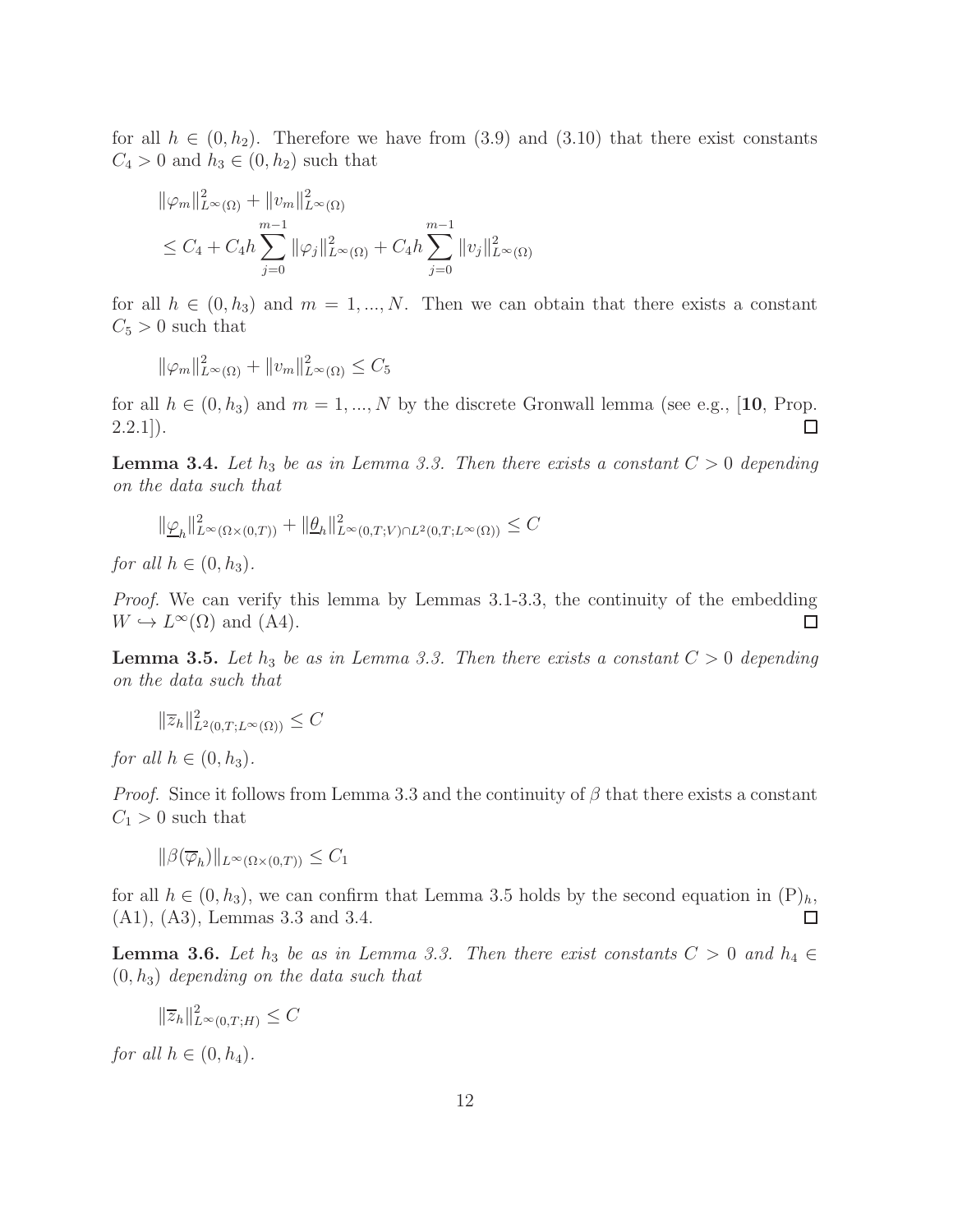for all $h \in (0, h_2)$. Therefore we have from (3.9) and (3.10) that there exist constants $C_4 > 0$ and $h_3 \in (0, h_2)$ such that

$$
\begin{aligned}
&\|\varphi_m\|^2_{L^\infty(\Omega)} + \|v_m\|^2_{L^\infty(\Omega)} \\
&\leq C_4 + C_4 h \sum_{j=0}^{m-1} \|\varphi_j\|^2_{L^\infty(\Omega)} + C_4 h \sum_{j=0}^{m-1} \|v_j\|^2_{L^\infty(\Omega)}
\end{aligned}
$$

for all $h \in (0, h_3)$ and $m = 1, ..., N$. Then we can obtain that there exists a constant $C_5 > 0$ such that

$$
\|\varphi_m\|^2_{L^\infty(\Omega)} + \|v_m\|^2_{L^\infty(\Omega)} \leq C_5
$$

for all $h \in (0, h_3)$ and $m = 1, ..., N$ by the discrete Gronwall lemma (see e.g., [**10**, Prop. 2.2.1]). $\square$

**Lemma 3.4.** *Let $h_3$ be as in Lemma 3.3. Then there exists a constant $C > 0$ depending on the data such that*

$$
\|\underline{\varphi}_h\|^2_{L^\infty(\Omega\times(0,T))} + \|\underline{\theta}_h\|^2_{L^\infty(0,T;V)\cap L^2(0,T;L^\infty(\Omega))} \leq C
$$

*for all $h \in (0, h_3)$.*

*Proof.* We can verify this lemma by Lemmas 3.1-3.3, the continuity of the embedding $W \hookrightarrow L^\infty(\Omega)$ and (A4). $\square$

**Lemma 3.5.** *Let $h_3$ be as in Lemma 3.3. Then there exists a constant $C > 0$ depending on the data such that*

$$
\|\overline{z}_h\|^2_{L^2(0,T;L^\infty(\Omega))} \leq C
$$

*for all $h \in (0, h_3)$.*

*Proof.* Since it follows from Lemma 3.3 and the continuity of $\beta$ that there exists a constant $C_1 > 0$ such that

$$
\|\beta(\overline{\varphi}_h)\|_{L^\infty(\Omega\times(0,T))} \leq C_1
$$

for all $h \in (0, h_3)$, we can confirm that Lemma 3.5 holds by the second equation in $(\mathrm{P})_h$, (A1), (A3), Lemmas 3.3 and 3.4. $\square$

**Lemma 3.6.** *Let $h_3$ be as in Lemma 3.3. Then there exist constants $C > 0$ and $h_4 \in (0, h_3)$ depending on the data such that*

$$
\|\overline{z}_h\|^2_{L^\infty(0,T;H)} \leq C
$$

*for all $h \in (0, h_4)$.*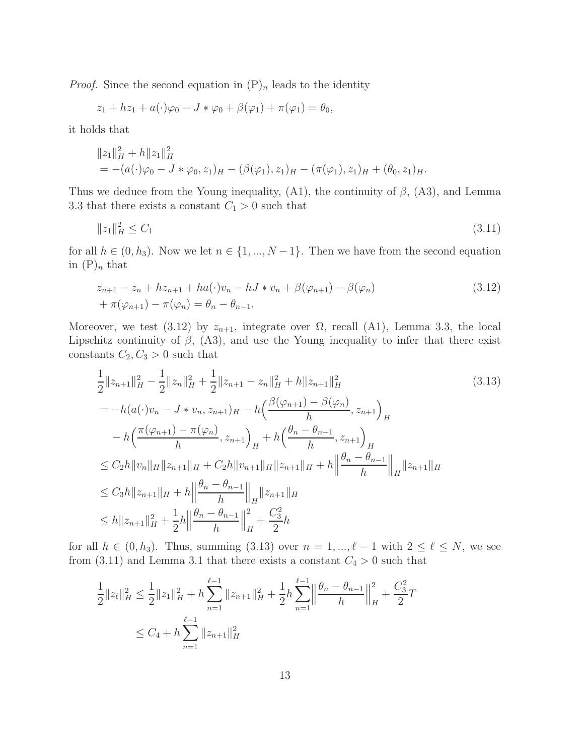*Proof.* Since the second equation in $(\mathrm{P})_n$ leads to the identity

$$z_1 + hz_1 + a(\cdot)\varphi_0 - J * \varphi_0 + \beta(\varphi_1) + \pi(\varphi_1) = \theta_0,$$

it holds that

$$\begin{aligned}
&\|z_1\|_H^2 + h\|z_1\|_H^2 \\
&= -(a(\cdot)\varphi_0 - J * \varphi_0, z_1)_H - (\beta(\varphi_1), z_1)_H - (\pi(\varphi_1), z_1)_H + (\theta_0, z_1)_H.
\end{aligned}$$

Thus we deduce from the Young inequality, (A1), the continuity of $\beta$, (A3), and Lemma 3.3 that there exists a constant $C_1 > 0$ such that

$$\|z_1\|_H^2 \leq C_1 \tag{3.11}$$

for all $h \in (0, h_3)$. Now we let $n \in \{1, ..., N-1\}$. Then we have from the second equation in $(\mathrm{P})_n$ that

$$\begin{aligned}
&z_{n+1} - z_n + hz_{n+1} + ha(\cdot)v_n - hJ * v_n + \beta(\varphi_{n+1}) - \beta(\varphi_n) \\
&+ \pi(\varphi_{n+1}) - \pi(\varphi_n) = \theta_n - \theta_{n-1}.
\end{aligned} \tag{3.12}$$

Moreover, we test (3.12) by $z_{n+1}$, integrate over $\Omega$, recall (A1), Lemma 3.3, the local Lipschitz continuity of $\beta$, (A3), and use the Young inequality to infer that there exist constants $C_2, C_3 > 0$ such that

$$\begin{aligned}
&\frac{1}{2}\|z_{n+1}\|_H^2 - \frac{1}{2}\|z_n\|_H^2 + \frac{1}{2}\|z_{n+1} - z_n\|_H^2 + h\|z_{n+1}\|_H^2 \\
&= -h(a(\cdot)v_n - J * v_n, z_{n+1})_H - h\Big(\frac{\beta(\varphi_{n+1}) - \beta(\varphi_n)}{h}, z_{n+1}\Big)_H \\
&\quad - h\Big(\frac{\pi(\varphi_{n+1}) - \pi(\varphi_n)}{h}, z_{n+1}\Big)_H + h\Big(\frac{\theta_n - \theta_{n-1}}{h}, z_{n+1}\Big)_H \\
&\leq C_2 h\|v_n\|_H\|z_{n+1}\|_H + C_2 h\|v_{n+1}\|_H\|z_{n+1}\|_H + h\Big\|\frac{\theta_n - \theta_{n-1}}{h}\Big\|_H\|z_{n+1}\|_H \\
&\leq C_3 h\|z_{n+1}\|_H + h\Big\|\frac{\theta_n - \theta_{n-1}}{h}\Big\|_H\|z_{n+1}\|_H \\
&\leq h\|z_{n+1}\|_H^2 + \frac{1}{2}h\Big\|\frac{\theta_n - \theta_{n-1}}{h}\Big\|_H^2 + \frac{C_3^2}{2}h
\end{aligned} \tag{3.13}$$

for all $h \in (0, h_3)$. Thus, summing (3.13) over $n = 1, ..., \ell - 1$ with $2 \leq \ell \leq N$, we see from (3.11) and Lemma 3.1 that there exists a constant $C_4 > 0$ such that

$$\begin{aligned}
\frac{1}{2}\|z_\ell\|_H^2 &\leq \frac{1}{2}\|z_1\|_H^2 + h\sum_{n=1}^{\ell-1}\|z_{n+1}\|_H^2 + \frac{1}{2}h\sum_{n=1}^{\ell-1}\Big\|\frac{\theta_n - \theta_{n-1}}{h}\Big\|_H^2 + \frac{C_3^2}{2}T \\
&\leq C_4 + h\sum_{n=1}^{\ell-1}\|z_{n+1}\|_H^2
\end{aligned}$$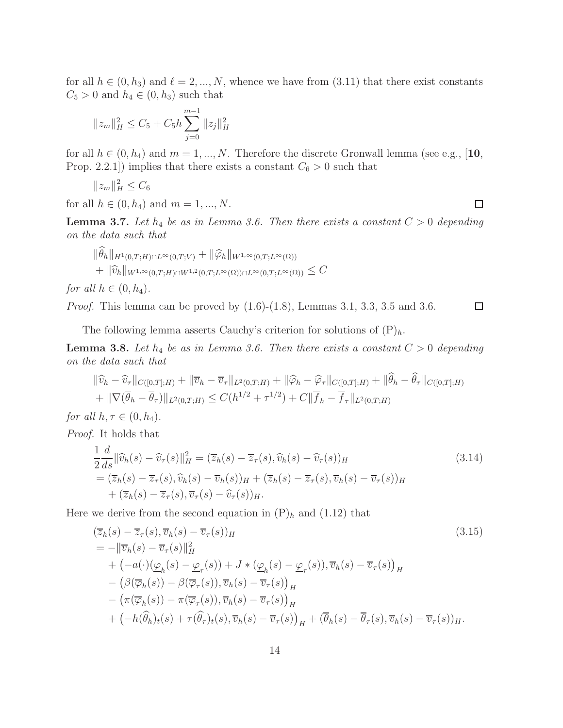for all $h \in (0, h_3)$ and $\ell = 2, ..., N$, whence we have from (3.11) that there exist constants $C_5 > 0$ and $h_4 \in (0, h_3)$ such that

$$\|z_m\|_H^2 \le C_5 + C_5 h \sum_{j=0}^{m-1} \|z_j\|_H^2$$

for all $h \in (0, h_4)$ and $m = 1, ..., N$. Therefore the discrete Gronwall lemma (see e.g., [**10**, Prop. 2.2.1]) implies that there exists a constant $C_6 > 0$ such that

$$\|z_m\|_H^2 \le C_6$$

for all $h \in (0, h_4)$ and $m = 1, ..., N$. $\square$

**Lemma 3.7.** *Let $h_4$ be as in Lemma 3.6. Then there exists a constant $C > 0$ depending on the data such that*

$$\|\widehat{\theta}_h\|_{H^1(0,T;H)\cap L^\infty(0,T;V)} + \|\widehat{\varphi}_h\|_{W^{1,\infty}(0,T;L^\infty(\Omega))} + \|\widehat{v}_h\|_{W^{1,\infty}(0,T;H)\cap W^{1,2}(0,T;L^\infty(\Omega))\cap L^\infty(0,T;L^\infty(\Omega))} \le C$$

*for all $h \in (0, h_4)$.*

*Proof.* This lemma can be proved by (1.6)-(1.8), Lemmas 3.1, 3.3, 3.5 and 3.6. $\square$

The following lemma asserts Cauchy's criterion for solutions of $(\mathrm{P})_h$.

**Lemma 3.8.** *Let $h_4$ be as in Lemma 3.6. Then there exists a constant $C > 0$ depending on the data such that*

$$\|\widehat{v}_h - \widehat{v}_\tau\|_{C([0,T];H)} + \|\overline{v}_h - \overline{v}_\tau\|_{L^2(0,T;H)} + \|\widehat{\varphi}_h - \widehat{\varphi}_\tau\|_{C([0,T];H)} + \|\widehat{\theta}_h - \widehat{\theta}_\tau\|_{C([0,T];H)} + \|\nabla(\overline{\theta}_h - \overline{\theta}_\tau)\|_{L^2(0,T;H)} \le C(h^{1/2} + \tau^{1/2}) + C\|\overline{f}_h - \overline{f}_\tau\|_{L^2(0,T;H)}$$

*for all $h, \tau \in (0, h_4)$.*

*Proof.* It holds that

$$\begin{aligned} &\frac{1}{2}\frac{d}{ds}\|\widehat{v}_h(s) - \widehat{v}_\tau(s)\|_H^2 = (\overline{z}_h(s) - \overline{z}_\tau(s), \widehat{v}_h(s) - \widehat{v}_\tau(s))_H \\ &= (\overline{z}_h(s) - \overline{z}_\tau(s), \widehat{v}_h(s) - \overline{v}_h(s))_H + (\overline{z}_h(s) - \overline{z}_\tau(s), \overline{v}_h(s) - \overline{v}_\tau(s))_H \\ &\quad + (\overline{z}_h(s) - \overline{z}_\tau(s), \overline{v}_\tau(s) - \widehat{v}_\tau(s))_H. \end{aligned} \tag{3.14}$$

Here we derive from the second equation in $(\mathrm{P})_h$ and (1.12) that

$$\begin{aligned} &(\overline{z}_h(s) - \overline{z}_\tau(s), \overline{v}_h(s) - \overline{v}_\tau(s))_H \\ &= -\|\overline{v}_h(s) - \overline{v}_\tau(s)\|_H^2 \\ &\quad + \left(-a(\cdot)(\underline{\varphi}_h(s) - \underline{\varphi}_\tau(s)) + J * (\underline{\varphi}_h(s) - \underline{\varphi}_\tau(s)), \overline{v}_h(s) - \overline{v}_\tau(s)\right)_H \\ &\quad - \left(\beta(\overline{\varphi}_h(s)) - \beta(\overline{\varphi}_\tau(s)), \overline{v}_h(s) - \overline{v}_\tau(s)\right)_H \\ &\quad - \left(\pi(\overline{\varphi}_h(s)) - \pi(\overline{\varphi}_\tau(s)), \overline{v}_h(s) - \overline{v}_\tau(s)\right)_H \\ &\quad + \left(-h(\widehat{\theta}_h)_t(s) + \tau(\widehat{\theta}_\tau)_t(s), \overline{v}_h(s) - \overline{v}_\tau(s)\right)_H + (\overline{\theta}_h(s) - \overline{\theta}_\tau(s), \overline{v}_h(s) - \overline{v}_\tau(s))_H. \end{aligned} \tag{3.15}$$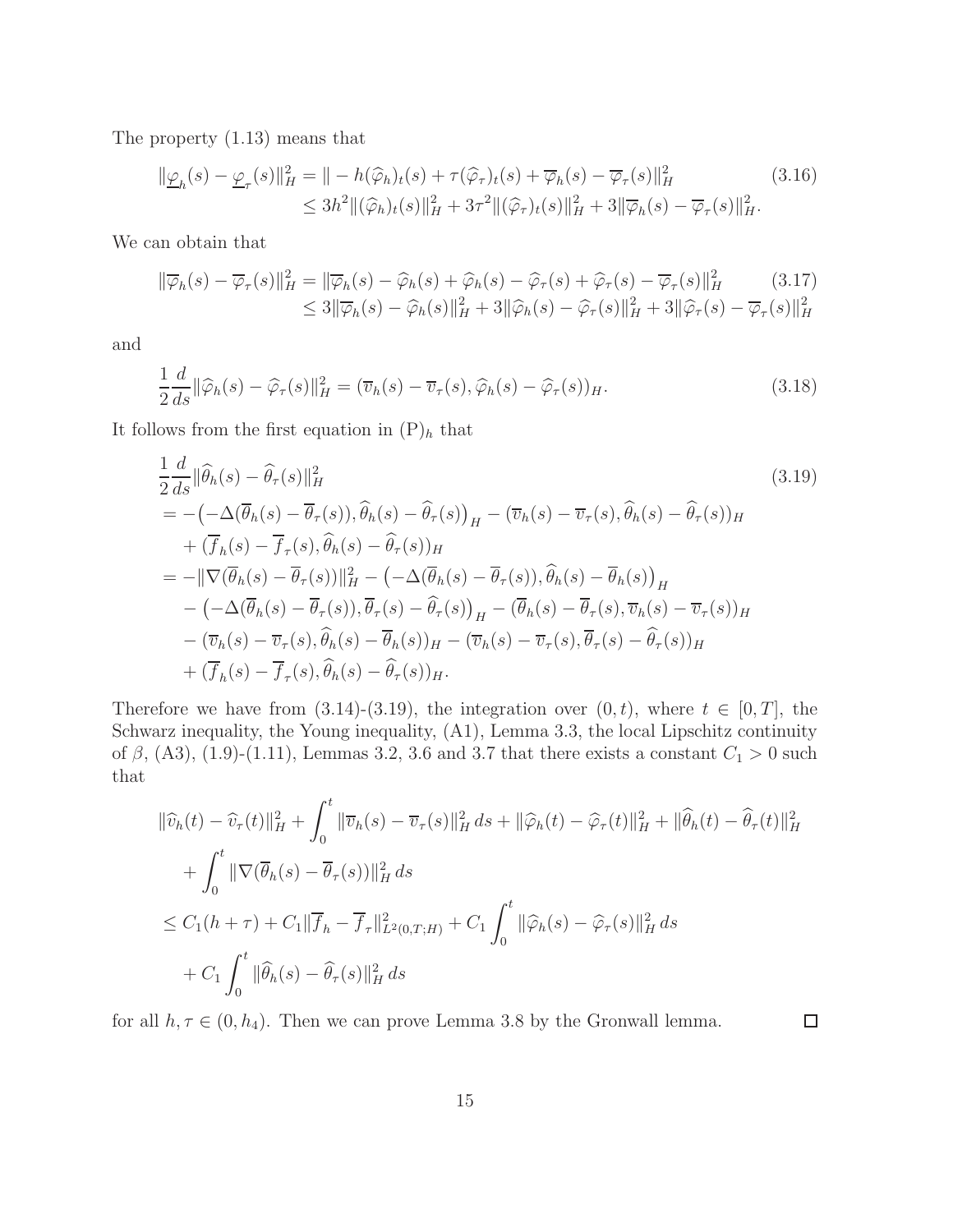The property (1.13) means that

$$
\begin{aligned}
\|\underline{\varphi}_h(s) - \underline{\varphi}_\tau(s)\|_H^2 &= \| - h(\widehat{\varphi}_h)_t(s) + \tau(\widehat{\varphi}_\tau)_t(s) + \overline{\varphi}_h(s) - \overline{\varphi}_\tau(s)\|_H^2 \\
&\leq 3h^2\|(\widehat{\varphi}_h)_t(s)\|_H^2 + 3\tau^2\|(\widehat{\varphi}_\tau)_t(s)\|_H^2 + 3\|\overline{\varphi}_h(s) - \overline{\varphi}_\tau(s)\|_H^2.
\end{aligned}
\tag{3.16}
$$

We can obtain that

$$
\begin{aligned}
\|\overline{\varphi}_h(s) - \overline{\varphi}_\tau(s)\|_H^2 &= \|\overline{\varphi}_h(s) - \widehat{\varphi}_h(s) + \widehat{\varphi}_h(s) - \widehat{\varphi}_\tau(s) + \widehat{\varphi}_\tau(s) - \overline{\varphi}_\tau(s)\|_H^2 \\
&\leq 3\|\overline{\varphi}_h(s) - \widehat{\varphi}_h(s)\|_H^2 + 3\|\widehat{\varphi}_h(s) - \widehat{\varphi}_\tau(s)\|_H^2 + 3\|\widehat{\varphi}_\tau(s) - \overline{\varphi}_\tau(s)\|_H^2
\end{aligned}
\tag{3.17}
$$

and

$$
\frac{1}{2}\frac{d}{ds}\|\widehat{\varphi}_h(s) - \widehat{\varphi}_\tau(s)\|_H^2 = (\overline{v}_h(s) - \overline{v}_\tau(s), \widehat{\varphi}_h(s) - \widehat{\varphi}_\tau(s))_H. \tag{3.18}
$$

It follows from the first equation in $(\mathrm{P})_h$ that

$$
\begin{aligned}
&\frac{1}{2}\frac{d}{ds}\|\widehat{\theta}_h(s) - \widehat{\theta}_\tau(s)\|_H^2 \\
&= -\big(-\Delta(\overline{\theta}_h(s) - \overline{\theta}_\tau(s)), \widehat{\theta}_h(s) - \widehat{\theta}_\tau(s)\big)_H - (\overline{v}_h(s) - \overline{v}_\tau(s), \widehat{\theta}_h(s) - \widehat{\theta}_\tau(s))_H \\
&\quad + (\overline{f}_h(s) - \overline{f}_\tau(s), \widehat{\theta}_h(s) - \widehat{\theta}_\tau(s))_H \\
&= -\|\nabla(\overline{\theta}_h(s) - \overline{\theta}_\tau(s))\|_H^2 - \big(-\Delta(\overline{\theta}_h(s) - \overline{\theta}_\tau(s)), \widehat{\theta}_h(s) - \overline{\theta}_h(s)\big)_H \\
&\quad - \big(-\Delta(\overline{\theta}_h(s) - \overline{\theta}_\tau(s)), \overline{\theta}_\tau(s) - \widehat{\theta}_\tau(s)\big)_H - (\overline{\theta}_h(s) - \overline{\theta}_\tau(s), \overline{v}_h(s) - \overline{v}_\tau(s))_H \\
&\quad - (\overline{v}_h(s) - \overline{v}_\tau(s), \widehat{\theta}_h(s) - \overline{\theta}_h(s))_H - (\overline{v}_h(s) - \overline{v}_\tau(s), \overline{\theta}_\tau(s) - \widehat{\theta}_\tau(s))_H \\
&\quad + (\overline{f}_h(s) - \overline{f}_\tau(s), \widehat{\theta}_h(s) - \widehat{\theta}_\tau(s))_H.
\end{aligned}
\tag{3.19}
$$

Therefore we have from (3.14)-(3.19), the integration over $(0, t)$, where $t \in [0, T]$, the Schwarz inequality, the Young inequality, (A1), Lemma 3.3, the local Lipschitz continuity of $\beta$, (A3), (1.9)-(1.11), Lemmas 3.2, 3.6 and 3.7 that there exists a constant $C_1 > 0$ such that

$$
\begin{aligned}
&\|\widehat{v}_h(t) - \widehat{v}_\tau(t)\|_H^2 + \int_0^t \|\overline{v}_h(s) - \overline{v}_\tau(s)\|_H^2\, ds + \|\widehat{\varphi}_h(t) - \widehat{\varphi}_\tau(t)\|_H^2 + \|\widehat{\theta}_h(t) - \widehat{\theta}_\tau(t)\|_H^2 \\
&\quad + \int_0^t \|\nabla(\overline{\theta}_h(s) - \overline{\theta}_\tau(s))\|_H^2\, ds \\
&\leq C_1(h + \tau) + C_1\|\overline{f}_h - \overline{f}_\tau\|_{L^2(0,T;H)}^2 + C_1\int_0^t \|\widehat{\varphi}_h(s) - \widehat{\varphi}_\tau(s)\|_H^2\, ds \\
&\quad + C_1\int_0^t \|\widehat{\theta}_h(s) - \widehat{\theta}_\tau(s)\|_H^2\, ds
\end{aligned}
$$

for all $h, \tau \in (0, h_4)$. Then we can prove Lemma 3.8 by the Gronwall lemma. $\square$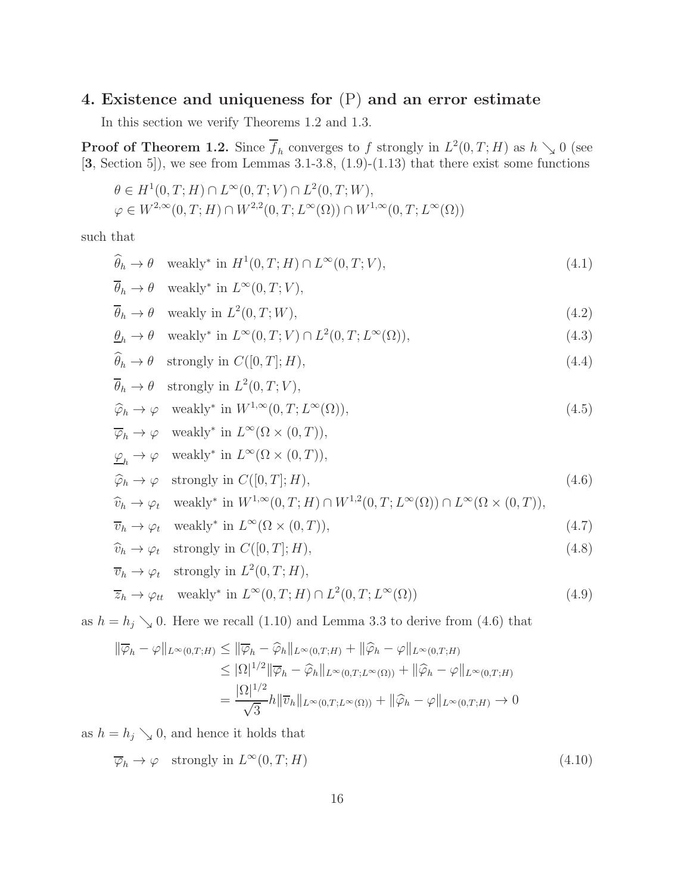## 4. Existence and uniqueness for (P) and an error estimate

In this section we verify Theorems 1.2 and 1.3.

**Proof of Theorem 1.2.** Since $\overline{f}_h$ converges to $f$ strongly in $L^2(0,T;H)$ as $h \searrow 0$ (see [**3**, Section 5]), we see from Lemmas 3.1-3.8, (1.9)-(1.13) that there exist some functions

$$\theta \in H^1(0,T;H) \cap L^\infty(0,T;V) \cap L^2(0,T;W),$$
$$\varphi \in W^{2,\infty}(0,T;H) \cap W^{2,2}(0,T;L^\infty(\Omega)) \cap W^{1,\infty}(0,T;L^\infty(\Omega))$$

such that

$$\widehat{\theta}_h \to \theta \quad \text{weakly}^* \text{ in } H^1(0,T;H) \cap L^\infty(0,T;V), \tag{4.1}$$
$$\overline{\theta}_h \to \theta \quad \text{weakly}^* \text{ in } L^\infty(0,T;V),$$
$$\overline{\theta}_h \to \theta \quad \text{weakly in } L^2(0,T;W), \tag{4.2}$$
$$\underline{\theta}_h \to \theta \quad \text{weakly}^* \text{ in } L^\infty(0,T;V) \cap L^2(0,T;L^\infty(\Omega)), \tag{4.3}$$
$$\widehat{\theta}_h \to \theta \quad \text{strongly in } C([0,T];H), \tag{4.4}$$
$$\overline{\theta}_h \to \theta \quad \text{strongly in } L^2(0,T;V),$$
$$\widehat{\varphi}_h \to \varphi \quad \text{weakly}^* \text{ in } W^{1,\infty}(0,T;L^\infty(\Omega)), \tag{4.5}$$
$$\overline{\varphi}_h \to \varphi \quad \text{weakly}^* \text{ in } L^\infty(\Omega \times (0,T)),$$
$$\underline{\varphi}_h \to \varphi \quad \text{weakly}^* \text{ in } L^\infty(\Omega \times (0,T)),$$
$$\widehat{\varphi}_h \to \varphi \quad \text{strongly in } C([0,T];H), \tag{4.6}$$
$$\widehat{v}_h \to \varphi_t \quad \text{weakly}^* \text{ in } W^{1,\infty}(0,T;H) \cap W^{1,2}(0,T;L^\infty(\Omega)) \cap L^\infty(\Omega \times (0,T)),$$
$$\overline{v}_h \to \varphi_t \quad \text{weakly}^* \text{ in } L^\infty(\Omega \times (0,T)), \tag{4.7}$$
$$\widehat{v}_h \to \varphi_t \quad \text{strongly in } C([0,T];H), \tag{4.8}$$
$$\overline{v}_h \to \varphi_t \quad \text{strongly in } L^2(0,T;H),$$
$$\overline{z}_h \to \varphi_{tt} \quad \text{weakly}^* \text{ in } L^\infty(0,T;H) \cap L^2(0,T;L^\infty(\Omega)) \tag{4.9}$$

as $h = h_j \searrow 0$. Here we recall (1.10) and Lemma 3.3 to derive from (4.6) that

$$\begin{aligned}
\|\overline{\varphi}_h - \varphi\|_{L^\infty(0,T;H)} &\le \|\overline{\varphi}_h - \widehat{\varphi}_h\|_{L^\infty(0,T;H)} + \|\widehat{\varphi}_h - \varphi\|_{L^\infty(0,T;H)} \\
&\le |\Omega|^{1/2}\|\overline{\varphi}_h - \widehat{\varphi}_h\|_{L^\infty(0,T;L^\infty(\Omega))} + \|\widehat{\varphi}_h - \varphi\|_{L^\infty(0,T;H)} \\
&= \frac{|\Omega|^{1/2}}{\sqrt{3}} h \|\overline{v}_h\|_{L^\infty(0,T;L^\infty(\Omega))} + \|\widehat{\varphi}_h - \varphi\|_{L^\infty(0,T;H)} \to 0
\end{aligned}$$

as $h = h_j \searrow 0$, and hence it holds that

$$\overline{\varphi}_h \to \varphi \quad \text{strongly in } L^\infty(0,T;H) \tag{4.10}$$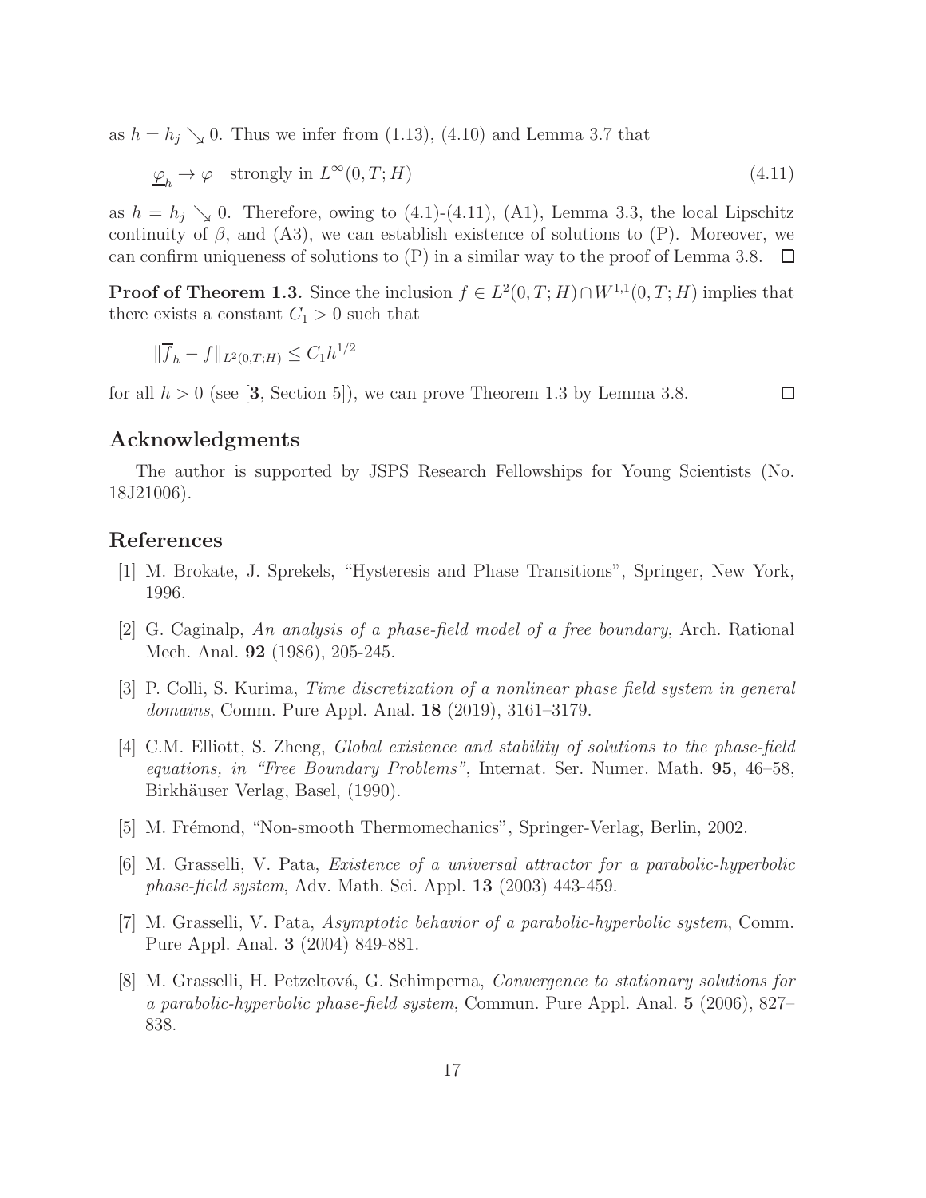as $h = h_j \searrow 0$. Thus we infer from (1.13), (4.10) and Lemma 3.7 that

$$\underline{\varphi}_h \to \varphi \quad \text{strongly in } L^\infty(0,T;H) \tag{4.11}$$

as $h = h_j \searrow 0$. Therefore, owing to (4.1)-(4.11), (A1), Lemma 3.3, the local Lipschitz continuity of $\beta$, and (A3), we can establish existence of solutions to (P). Moreover, we can confirm uniqueness of solutions to (P) in a similar way to the proof of Lemma 3.8. $\square$

**Proof of Theorem 1.3.** Since the inclusion $f \in L^2(0,T;H) \cap W^{1,1}(0,T;H)$ implies that there exists a constant $C_1 > 0$ such that

$$\|\overline{f}_h - f\|_{L^2(0,T;H)} \leq C_1 h^{1/2}$$

for all $h > 0$ (see [**3**, Section 5]), we can prove Theorem 1.3 by Lemma 3.8. $\square$

## Acknowledgments

The author is supported by JSPS Research Fellowships for Young Scientists (No. 18J21006).

## References

[1] M. Brokate, J. Sprekels, “Hysteresis and Phase Transitions”, Springer, New York, 1996.

[2] G. Caginalp, *An analysis of a phase-field model of a free boundary*, Arch. Rational Mech. Anal. **92** (1986), 205-245.

[3] P. Colli, S. Kurima, *Time discretization of a nonlinear phase field system in general domains*, Comm. Pure Appl. Anal. **18** (2019), 3161–3179.

[4] C.M. Elliott, S. Zheng, *Global existence and stability of solutions to the phase-field equations, in “Free Boundary Problems”*, Internat. Ser. Numer. Math. **95**, 46–58, Birkhäuser Verlag, Basel, (1990).

[5] M. Frémond, “Non-smooth Thermomechanics”, Springer-Verlag, Berlin, 2002.

[6] M. Grasselli, V. Pata, *Existence of a universal attractor for a parabolic-hyperbolic phase-field system*, Adv. Math. Sci. Appl. **13** (2003) 443-459.

[7] M. Grasselli, V. Pata, *Asymptotic behavior of a parabolic-hyperbolic system*, Comm. Pure Appl. Anal. **3** (2004) 849-881.

[8] M. Grasselli, H. Petzeltová, G. Schimperna, *Convergence to stationary solutions for a parabolic-hyperbolic phase-field system*, Commun. Pure Appl. Anal. **5** (2006), 827–838.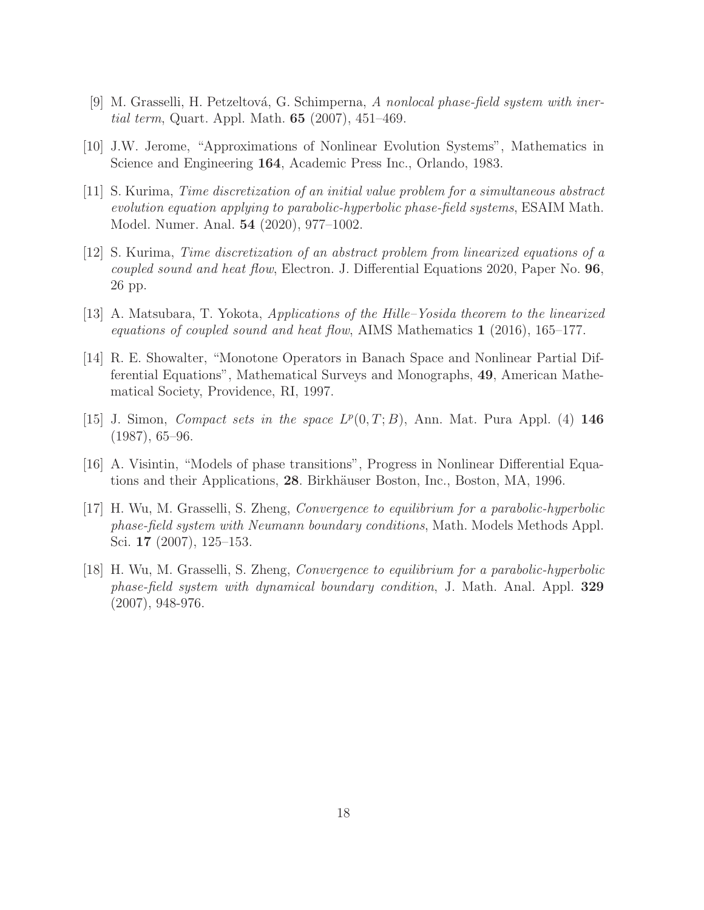[9] M. Grasselli, H. Petzeltová, G. Schimperna, *A nonlocal phase-field system with inertial term*, Quart. Appl. Math. **65** (2007), 451–469.

[10] J.W. Jerome, "Approximations of Nonlinear Evolution Systems", Mathematics in Science and Engineering **164**, Academic Press Inc., Orlando, 1983.

[11] S. Kurima, *Time discretization of an initial value problem for a simultaneous abstract evolution equation applying to parabolic-hyperbolic phase-field systems*, ESAIM Math. Model. Numer. Anal. **54** (2020), 977–1002.

[12] S. Kurima, *Time discretization of an abstract problem from linearized equations of a coupled sound and heat flow*, Electron. J. Differential Equations 2020, Paper No. **96**, 26 pp.

[13] A. Matsubara, T. Yokota, *Applications of the Hille–Yosida theorem to the linearized equations of coupled sound and heat flow*, AIMS Mathematics **1** (2016), 165–177.

[14] R. E. Showalter, "Monotone Operators in Banach Space and Nonlinear Partial Differential Equations", Mathematical Surveys and Monographs, **49**, American Mathematical Society, Providence, RI, 1997.

[15] J. Simon, *Compact sets in the space $L^p(0,T;B)$*, Ann. Mat. Pura Appl. (4) **146** (1987), 65–96.

[16] A. Visintin, "Models of phase transitions", Progress in Nonlinear Differential Equations and their Applications, **28**. Birkhäuser Boston, Inc., Boston, MA, 1996.

[17] H. Wu, M. Grasselli, S. Zheng, *Convergence to equilibrium for a parabolic-hyperbolic phase-field system with Neumann boundary conditions*, Math. Models Methods Appl. Sci. **17** (2007), 125–153.

[18] H. Wu, M. Grasselli, S. Zheng, *Convergence to equilibrium for a parabolic-hyperbolic phase-field system with dynamical boundary condition*, J. Math. Anal. Appl. **329** (2007), 948-976.